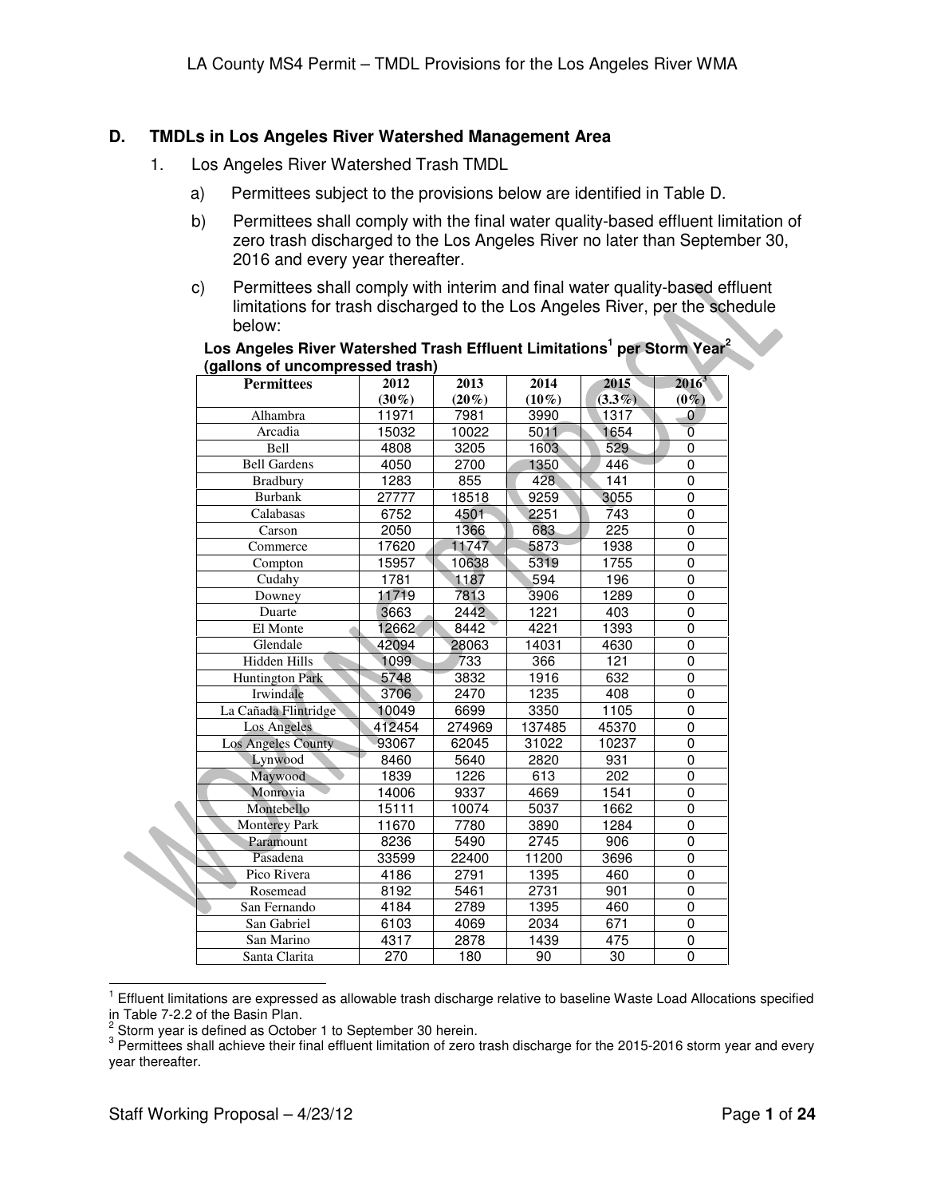## D. TMDLs in Los Angeles River Watershed Management Area

1. Los Angeles River Watershed Trash TMDL

   a) Permittees subject to the provisions below are identified in Table D.

   b) Permittees shall comply with the final water quality-based effluent limitation of zero trash discharged to the Los Angeles River no later than September 30, 2016 and every year thereafter.

   c) Permittees shall comply with interim and final water quality-based effluent limitations for trash discharged to the Los Angeles River, per the schedule below:

**Los Angeles River Watershed Trash Effluent Limitations[1] per Storm Year[2] (gallons of uncompressed trash)**

| Permittees | 2012 (30%) | 2013 (20%) | 2014 (10%) | 2015 (3.3%) | 2016[3] (0%) |
|---|---|---|---|---|---|
| Alhambra | 11971 | 7981 | 3990 | 1317 | 0 |
| Arcadia | 15032 | 10022 | 5011 | 1654 | 0 |
| Bell | 4808 | 3205 | 1603 | 529 | 0 |
| Bell Gardens | 4050 | 2700 | 1350 | 446 | 0 |
| Bradbury | 1283 | 855 | 428 | 141 | 0 |
| Burbank | 27777 | 18518 | 9259 | 3055 | 0 |
| Calabasas | 6752 | 4501 | 2251 | 743 | 0 |
| Carson | 2050 | 1366 | 683 | 225 | 0 |
| Commerce | 17620 | 11747 | 5873 | 1938 | 0 |
| Compton | 15957 | 10638 | 5319 | 1755 | 0 |
| Cudahy | 1781 | 1187 | 594 | 196 | 0 |
| Downey | 11719 | 7813 | 3906 | 1289 | 0 |
| Duarte | 3663 | 2442 | 1221 | 403 | 0 |
| El Monte | 12662 | 8442 | 4221 | 1393 | 0 |
| Glendale | 42094 | 28063 | 14031 | 4630 | 0 |
| Hidden Hills | 1099 | 733 | 366 | 121 | 0 |
| Huntington Park | 5748 | 3832 | 1916 | 632 | 0 |
| Irwindale | 3706 | 2470 | 1235 | 408 | 0 |
| La Cañada Flintridge | 10049 | 6699 | 3350 | 1105 | 0 |
| Los Angeles | 412454 | 274969 | 137485 | 45370 | 0 |
| Los Angeles County | 93067 | 62045 | 31022 | 10237 | 0 |
| Lynwood | 8460 | 5640 | 2820 | 931 | 0 |
| Maywood | 1839 | 1226 | 613 | 202 | 0 |
| Monrovia | 14006 | 9337 | 4669 | 1541 | 0 |
| Montebello | 15111 | 10074 | 5037 | 1662 | 0 |
| Monterey Park | 11670 | 7780 | 3890 | 1284 | 0 |
| Paramount | 8236 | 5490 | 2745 | 906 | 0 |
| Pasadena | 33599 | 22400 | 11200 | 3696 | 0 |
| Pico Rivera | 4186 | 2791 | 1395 | 460 | 0 |
| Rosemead | 8192 | 5461 | 2731 | 901 | 0 |
| San Fernando | 4184 | 2789 | 1395 | 460 | 0 |
| San Gabriel | 6103 | 4069 | 2034 | 671 | 0 |
| San Marino | 4317 | 2878 | 1439 | 475 | 0 |
| Santa Clarita | 270 | 180 | 90 | 30 | 0 |

[1] Effluent limitations are expressed as allowable trash discharge relative to baseline Waste Load Allocations specified in Table 7-2.2 of the Basin Plan.

[2] Storm year is defined as October 1 to September 30 herein.

[3] Permittees shall achieve their final effluent limitation of zero trash discharge for the 2015-2016 storm year and every year thereafter.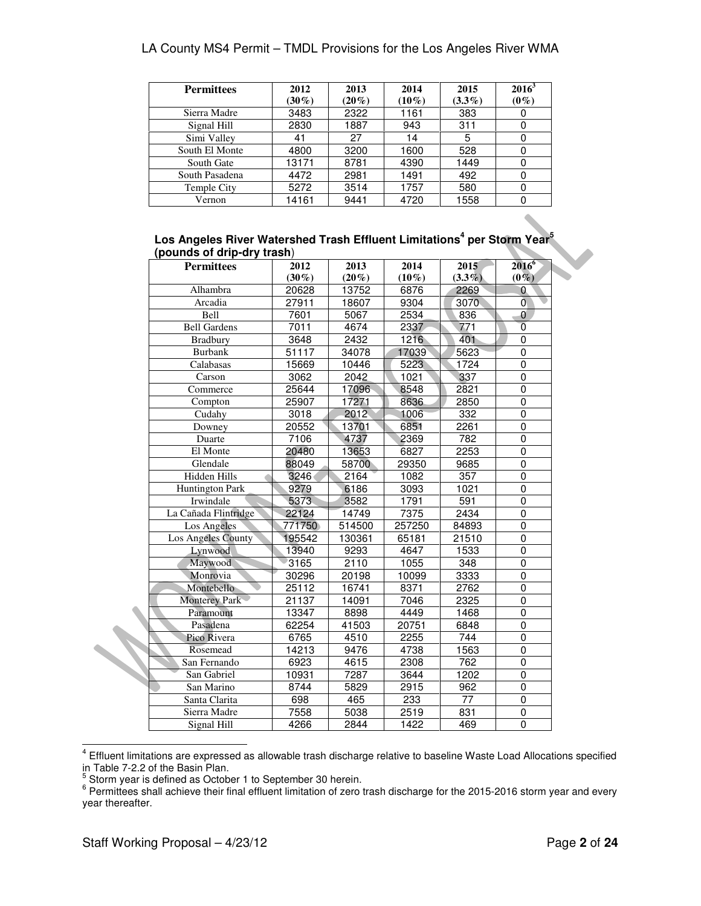| Permittees | 2012 (30%) | 2013 (20%) | 2014 (10%) | 2015 (3.3%) | 2016[3] (0%) |
|---|---|---|---|---|---|
| Sierra Madre | 3483 | 2322 | 1161 | 383 | 0 |
| Signal Hill | 2830 | 1887 | 943 | 311 | 0 |
| Simi Valley | 41 | 27 | 14 | 5 | 0 |
| South El Monte | 4800 | 3200 | 1600 | 528 | 0 |
| South Gate | 13171 | 8781 | 4390 | 1449 | 0 |
| South Pasadena | 4472 | 2981 | 1491 | 492 | 0 |
| Temple City | 5272 | 3514 | 1757 | 580 | 0 |
| Vernon | 14161 | 9441 | 4720 | 1558 | 0 |

**Los Angeles River Watershed Trash Effluent Limitations[4] per Storm Year[5] (pounds of drip-dry trash)**

| Permittees | 2012 (30%) | 2013 (20%) | 2014 (10%) | 2015 (3.3%) | 2016[6] (0%) |
|---|---|---|---|---|---|
| Alhambra | 20628 | 13752 | 6876 | 2269 | 0 |
| Arcadia | 27911 | 18607 | 9304 | 3070 | 0 |
| Bell | 7601 | 5067 | 2534 | 836 | 0 |
| Bell Gardens | 7011 | 4674 | 2337 | 771 | 0 |
| Bradbury | 3648 | 2432 | 1216 | 401 | 0 |
| Burbank | 51117 | 34078 | 17039 | 5623 | 0 |
| Calabasas | 15669 | 10446 | 5223 | 1724 | 0 |
| Carson | 3062 | 2042 | 1021 | 337 | 0 |
| Commerce | 25644 | 17096 | 8548 | 2821 | 0 |
| Compton | 25907 | 17271 | 8636 | 2850 | 0 |
| Cudahy | 3018 | 2012 | 1006 | 332 | 0 |
| Downey | 20552 | 13701 | 6851 | 2261 | 0 |
| Duarte | 7106 | 4737 | 2369 | 782 | 0 |
| El Monte | 20480 | 13653 | 6827 | 2253 | 0 |
| Glendale | 88049 | 58700 | 29350 | 9685 | 0 |
| Hidden Hills | 3246 | 2164 | 1082 | 357 | 0 |
| Huntington Park | 9279 | 6186 | 3093 | 1021 | 0 |
| Irwindale | 5373 | 3582 | 1791 | 591 | 0 |
| La Cañada Flintridge | 22124 | 14749 | 7375 | 2434 | 0 |
| Los Angeles | 771750 | 514500 | 257250 | 84893 | 0 |
| Los Angeles County | 195542 | 130361 | 65181 | 21510 | 0 |
| Lynwood | 13940 | 9293 | 4647 | 1533 | 0 |
| Maywood | 3165 | 2110 | 1055 | 348 | 0 |
| Monrovia | 30296 | 20198 | 10099 | 3333 | 0 |
| Montebello | 25112 | 16741 | 8371 | 2762 | 0 |
| Monterey Park | 21137 | 14091 | 7046 | 2325 | 0 |
| Paramount | 13347 | 8898 | 4449 | 1468 | 0 |
| Pasadena | 62254 | 41503 | 20751 | 6848 | 0 |
| Pico Rivera | 6765 | 4510 | 2255 | 744 | 0 |
| Rosemead | 14213 | 9476 | 4738 | 1563 | 0 |
| San Fernando | 6923 | 4615 | 2308 | 762 | 0 |
| San Gabriel | 10931 | 7287 | 3644 | 1202 | 0 |
| San Marino | 8744 | 5829 | 2915 | 962 | 0 |
| Santa Clarita | 698 | 465 | 233 | 77 | 0 |
| Sierra Madre | 7558 | 5038 | 2519 | 831 | 0 |
| Signal Hill | 4266 | 2844 | 1422 | 469 | 0 |

[4] Effluent limitations are expressed as allowable trash discharge relative to baseline Waste Load Allocations specified in Table 7-2.2 of the Basin Plan.

[5] Storm year is defined as October 1 to September 30 herein.

[6] Permittees shall achieve their final effluent limitation of zero trash discharge for the 2015-2016 storm year and every year thereafter.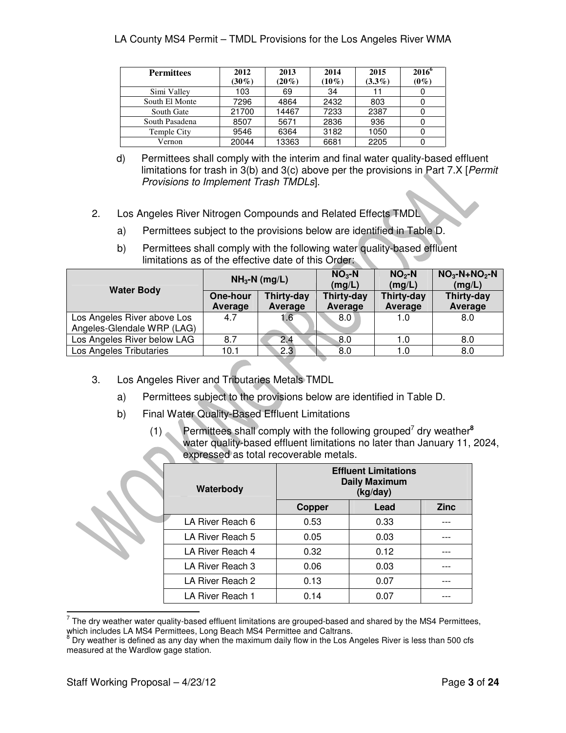| Permittees | 2012 (30%) | 2013 (20%) | 2014 (10%) | 2015 (3.3%) | 2016[6] (0%) |
|---|---|---|---|---|---|
| Simi Valley | 103 | 69 | 34 | 11 | 0 |
| South El Monte | 7296 | 4864 | 2432 | 803 | 0 |
| South Gate | 21700 | 14467 | 7233 | 2387 | 0 |
| South Pasadena | 8507 | 5671 | 2836 | 936 | 0 |
| Temple City | 9546 | 6364 | 3182 | 1050 | 0 |
| Vernon | 20044 | 13363 | 6681 | 2205 | 0 |

d) Permittees shall comply with the interim and final water quality-based effluent limitations for trash in 3(b) and 3(c) above per the provisions in Part 7.X [*Permit Provisions to Implement Trash TMDLs*].

2. Los Angeles River Nitrogen Compounds and Related Effects TMDL

   a) Permittees subject to the provisions below are identified in Table D.

   b) Permittees shall comply with the following water quality-based effluent limitations as of the effective date of this Order:

| Water Body | $NH_3$-N (mg/L) | | $NO_3$-N (mg/L) | $NO_2$-N (mg/L) | $NO_3$-N+$NO_2$-N (mg/L) |
|---|---|---|---|---|---|
| | One-hour Average | Thirty-day Average | Thirty-day Average | Thirty-day Average | Thirty-day Average |
| Los Angeles River above Los Angeles-Glendale WRP (LAG) | 4.7 | 1.6 | 8.0 | 1.0 | 8.0 |
| Los Angeles River below LAG | 8.7 | 2.4 | 8.0 | 1.0 | 8.0 |
| Los Angeles Tributaries | 10.1 | 2.3 | 8.0 | 1.0 | 8.0 |

3. Los Angeles River and Tributaries Metals TMDL

   a) Permittees subject to the provisions below are identified in Table D.

   b) Final Water Quality-Based Effluent Limitations

      (1) Permittees shall comply with the following grouped[7] dry weather[8] water quality-based effluent limitations no later than January 11, 2024, expressed as total recoverable metals.

| Waterbody | Effluent Limitations Daily Maximum (kg/day) | | |
|---|---|---|---|
| | Copper | Lead | Zinc |
| LA River Reach 6 | 0.53 | 0.33 | --- |
| LA River Reach 5 | 0.05 | 0.03 | --- |
| LA River Reach 4 | 0.32 | 0.12 | --- |
| LA River Reach 3 | 0.06 | 0.03 | --- |
| LA River Reach 2 | 0.13 | 0.07 | --- |
| LA River Reach 1 | 0.14 | 0.07 | --- |

[7] The dry weather water quality-based effluent limitations are grouped-based and shared by the MS4 Permittees, which includes LA MS4 Permittees, Long Beach MS4 Permittee and Caltrans.

[8] Dry weather is defined as any day when the maximum daily flow in the Los Angeles River is less than 500 cfs measured at the Wardlow gage station.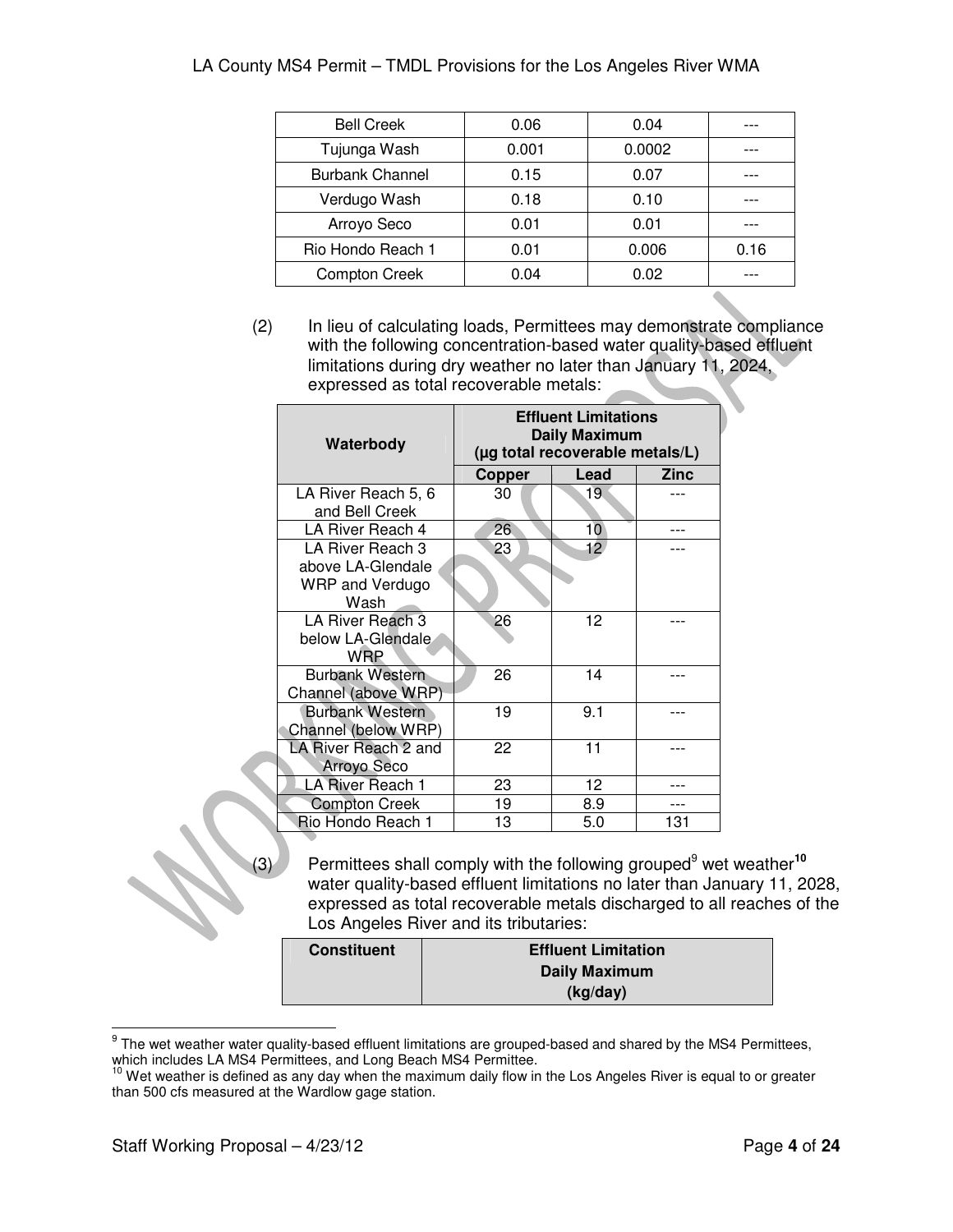| Bell Creek | 0.06 | 0.04 | --- |
|---|---|---|---|
| Tujunga Wash | 0.001 | 0.0002 | --- |
| Burbank Channel | 0.15 | 0.07 | --- |
| Verdugo Wash | 0.18 | 0.10 | --- |
| Arroyo Seco | 0.01 | 0.01 | --- |
| Rio Hondo Reach 1 | 0.01 | 0.006 | 0.16 |
| Compton Creek | 0.04 | 0.02 | --- |

(2) In lieu of calculating loads, Permittees may demonstrate compliance with the following concentration-based water quality-based effluent limitations during dry weather no later than January 11, 2024, expressed as total recoverable metals:

| Waterbody | Effluent Limitations Daily Maximum (µg total recoverable metals/L) | | |
|---|---|---|---|
| | Copper | Lead | Zinc |
| LA River Reach 5, 6 and Bell Creek | 30 | 19 | --- |
| LA River Reach 4 | 26 | 10 | --- |
| LA River Reach 3 above LA-Glendale WRP and Verdugo Wash | 23 | 12 | --- |
| LA River Reach 3 below LA-Glendale WRP | 26 | 12 | --- |
| Burbank Western Channel (above WRP) | 26 | 14 | --- |
| Burbank Western Channel (below WRP) | 19 | 9.1 | --- |
| LA River Reach 2 and Arroyo Seco | 22 | 11 | --- |
| LA River Reach 1 | 23 | 12 | --- |
| Compton Creek | 19 | 8.9 | --- |
| Rio Hondo Reach 1 | 13 | 5.0 | 131 |

(3) Permittees shall comply with the following grouped[9] wet weather[10] water quality-based effluent limitations no later than January 11, 2028, expressed as total recoverable metals discharged to all reaches of the Los Angeles River and its tributaries:

| Constituent | Effluent Limitation Daily Maximum (kg/day) |
|---|---|

[9] The wet weather water quality-based effluent limitations are grouped-based and shared by the MS4 Permittees, which includes LA MS4 Permittees, and Long Beach MS4 Permittee.

[10] Wet weather is defined as any day when the maximum daily flow in the Los Angeles River is equal to or greater than 500 cfs measured at the Wardlow gage station.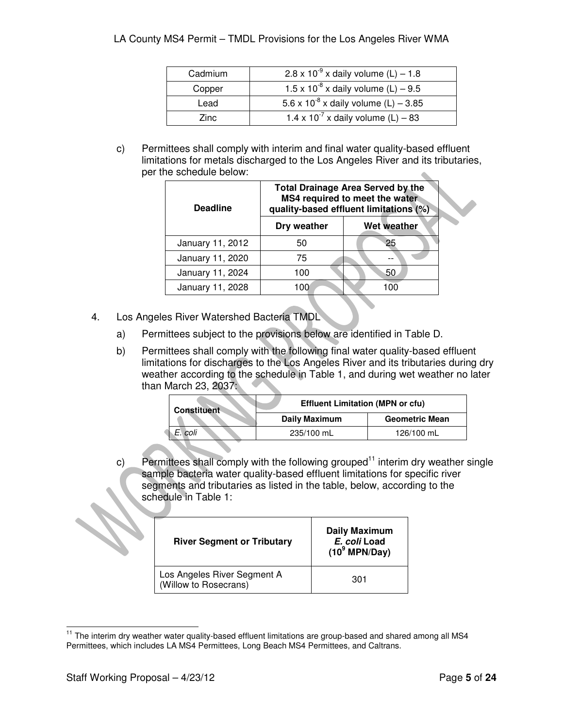| Cadmium | $2.8 \times 10^{-9}$ x daily volume (L) – 1.8 |
|---|---|
| Copper | $1.5 \times 10^{-8}$ x daily volume (L) – 9.5 |
| Lead | $5.6 \times 10^{-8}$ x daily volume (L) – 3.85 |
| Zinc | $1.4 \times 10^{-7}$ x daily volume (L) – 83 |

c) Permittees shall comply with interim and final water quality-based effluent limitations for metals discharged to the Los Angeles River and its tributaries, per the schedule below:

| Deadline | Total Drainage Area Served by the MS4 required to meet the water quality-based effluent limitations (%) | |
|---|---|---|
| | Dry weather | Wet weather |
| January 11, 2012 | 50 | 25 |
| January 11, 2020 | 75 | -- |
| January 11, 2024 | 100 | 50 |
| January 11, 2028 | 100 | 100 |

4. Los Angeles River Watershed Bacteria TMDL

a) Permittees subject to the provisions below are identified in Table D.

b) Permittees shall comply with the following final water quality-based effluent limitations for discharges to the Los Angeles River and its tributaries during dry weather according to the schedule in Table 1, and during wet weather no later than March 23, 2037:

| Constituent | Effluent Limitation (MPN or cfu) | |
|---|---|---|
| | Daily Maximum | Geometric Mean |
| *E. coli* | 235/100 mL | 126/100 mL |

c) Permittees shall comply with the following grouped[11] interim dry weather single sample bacteria water quality-based effluent limitations for specific river segments and tributaries as listed in the table, below, according to the schedule in Table 1:

| River Segment or Tributary | Daily Maximum *E. coli* Load ($10^9$ MPN/Day) |
|---|---|
| Los Angeles River Segment A (Willow to Rosecrans) | 301 |

[11] The interim dry weather water quality-based effluent limitations are group-based and shared among all MS4 Permittees, which includes LA MS4 Permittees, Long Beach MS4 Permittees, and Caltrans.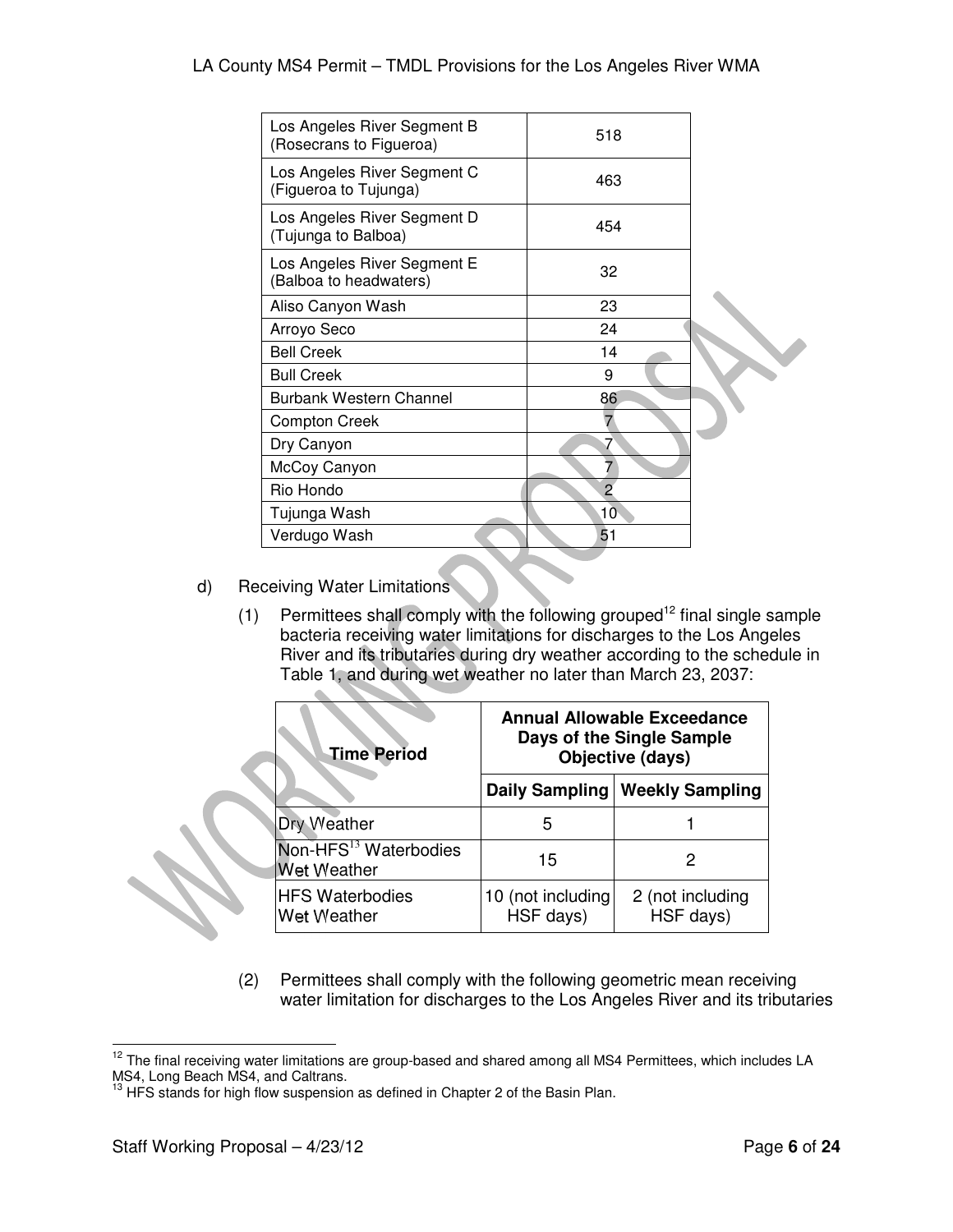| | |
|---|---|
| Los Angeles River Segment B (Rosecrans to Figueroa) | 518 |
| Los Angeles River Segment C (Figueroa to Tujunga) | 463 |
| Los Angeles River Segment D (Tujunga to Balboa) | 454 |
| Los Angeles River Segment E (Balboa to headwaters) | 32 |
| Aliso Canyon Wash | 23 |
| Arroyo Seco | 24 |
| Bell Creek | 14 |
| Bull Creek | 9 |
| Burbank Western Channel | 86 |
| Compton Creek | 7 |
| Dry Canyon | 7 |
| McCoy Canyon | 7 |
| Rio Hondo | 2 |
| Tujunga Wash | 10 |
| Verdugo Wash | 51 |

d) Receiving Water Limitations

(1) Permittees shall comply with the following grouped[12] final single sample bacteria receiving water limitations for discharges to the Los Angeles River and its tributaries during dry weather according to the schedule in Table 1, and during wet weather no later than March 23, 2037:

| Time Period | Annual Allowable Exceedance Days of the Single Sample Objective (days) | |
|---|---|---|
| | Daily Sampling | Weekly Sampling |
| Dry Weather | 5 | 1 |
| Non-HFS[13] Waterbodies Wet Weather | 15 | 2 |
| HFS Waterbodies Wet Weather | 10 (not including HSF days) | 2 (not including HSF days) |

(2) Permittees shall comply with the following geometric mean receiving water limitation for discharges to the Los Angeles River and its tributaries

[12] The final receiving water limitations are group-based and shared among all MS4 Permittees, which includes LA MS4, Long Beach MS4, and Caltrans.

[13] HFS stands for high flow suspension as defined in Chapter 2 of the Basin Plan.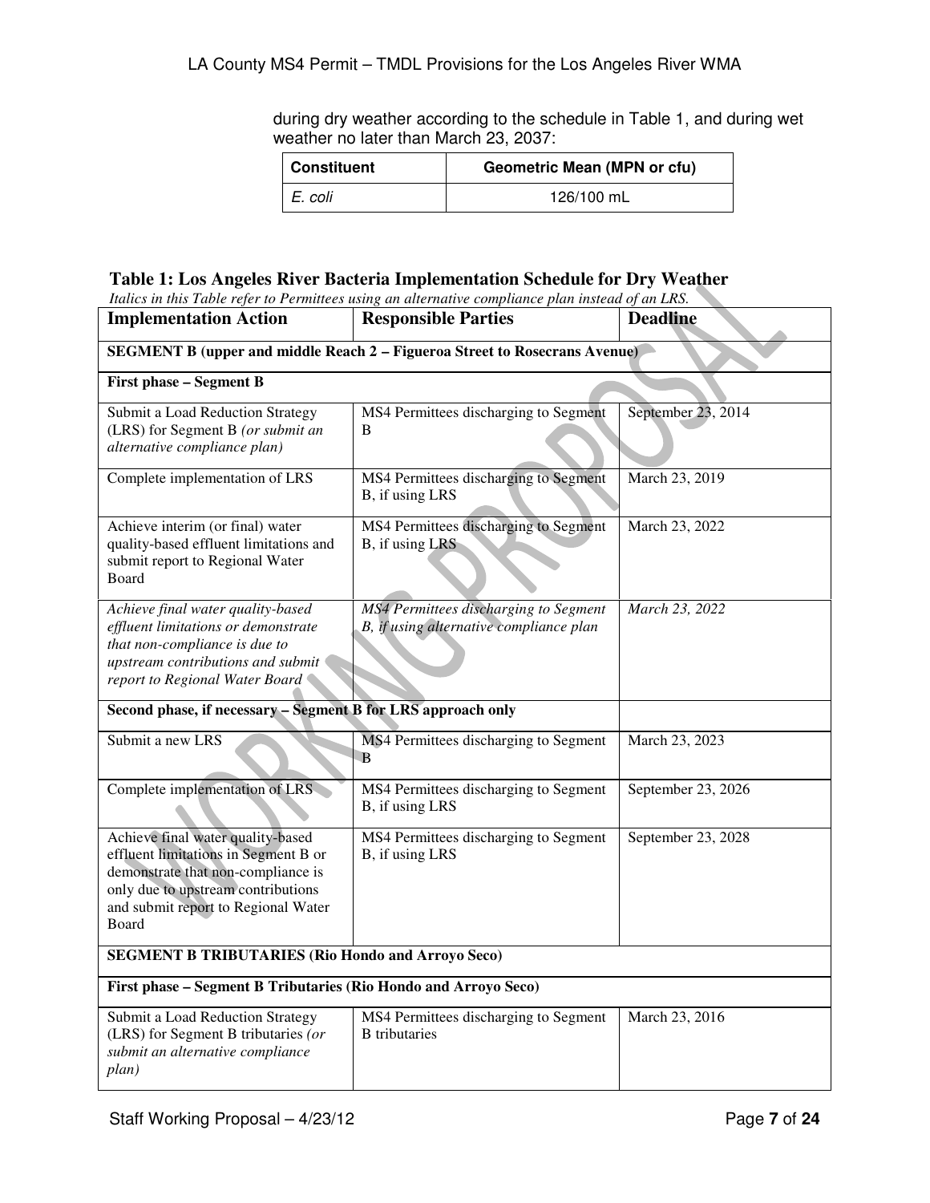during dry weather according to the schedule in Table 1, and during wet weather no later than March 23, 2037:

| Constituent | Geometric Mean (MPN or cfu) |
|---|---|
| *E. coli* | 126/100 mL |

**Table 1: Los Angeles River Bacteria Implementation Schedule for Dry Weather**

*Italics in this Table refer to Permittees using an alternative compliance plan instead of an LRS.*

| Implementation Action | Responsible Parties | Deadline |
|---|---|---|
| **SEGMENT B (upper and middle Reach 2 – Figueroa Street to Rosecrans Avenue)** | | |
| **First phase – Segment B** | | |
| Submit a Load Reduction Strategy (LRS) for Segment B *(or submit an alternative compliance plan)* | MS4 Permittees discharging to Segment B | September 23, 2014 |
| Complete implementation of LRS | MS4 Permittees discharging to Segment B, if using LRS | March 23, 2019 |
| Achieve interim (or final) water quality-based effluent limitations and submit report to Regional Water Board | MS4 Permittees discharging to Segment B, if using LRS | March 23, 2022 |
| *Achieve final water quality-based effluent limitations or demonstrate that non-compliance is due to upstream contributions and submit report to Regional Water Board* | *MS4 Permittees discharging to Segment B, if using alternative compliance plan* | *March 23, 2022* |
| **Second phase, if necessary – Segment B for LRS approach only** | | |
| Submit a new LRS | MS4 Permittees discharging to Segment B | March 23, 2023 |
| Complete implementation of LRS | MS4 Permittees discharging to Segment B, if using LRS | September 23, 2026 |
| Achieve final water quality-based effluent limitations in Segment B or demonstrate that non-compliance is only due to upstream contributions and submit report to Regional Water Board | MS4 Permittees discharging to Segment B, if using LRS | September 23, 2028 |
| **SEGMENT B TRIBUTARIES (Rio Hondo and Arroyo Seco)** | | |
| **First phase – Segment B Tributaries (Rio Hondo and Arroyo Seco)** | | |
| Submit a Load Reduction Strategy (LRS) for Segment B tributaries *(or submit an alternative compliance plan)* | MS4 Permittees discharging to Segment B tributaries | March 23, 2016 |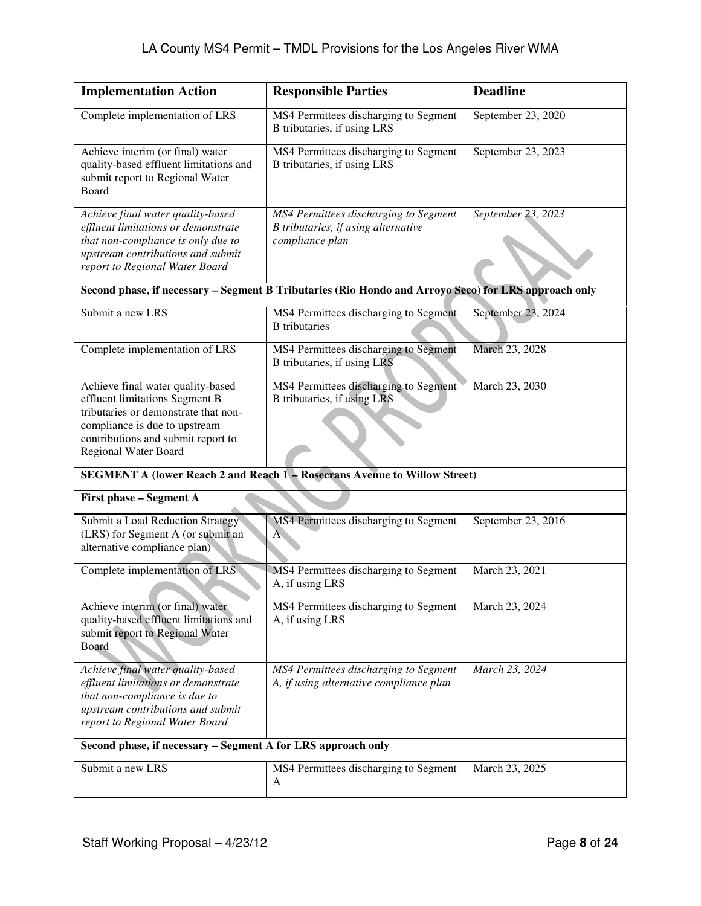| Implementation Action | Responsible Parties | Deadline |
|---|---|---|
| Complete implementation of LRS | MS4 Permittees discharging to Segment B tributaries, if using LRS | September 23, 2020 |
| Achieve interim (or final) water quality-based effluent limitations and submit report to Regional Water Board | MS4 Permittees discharging to Segment B tributaries, if using LRS | September 23, 2023 |
| *Achieve final water quality-based effluent limitations or demonstrate that non-compliance is only due to upstream contributions and submit report to Regional Water Board* | *MS4 Permittees discharging to Segment B tributaries, if using alternative compliance plan* | *September 23, 2023* |
| **Second phase, if necessary – Segment B Tributaries (Rio Hondo and Arroyo Seco) for LRS approach only** | | |
| Submit a new LRS | MS4 Permittees discharging to Segment B tributaries | September 23, 2024 |
| Complete implementation of LRS | MS4 Permittees discharging to Segment B tributaries, if using LRS | March 23, 2028 |
| Achieve final water quality-based effluent limitations Segment B tributaries or demonstrate that non-compliance is due to upstream contributions and submit report to Regional Water Board | MS4 Permittees discharging to Segment B tributaries, if using LRS | March 23, 2030 |
| **SEGMENT A (lower Reach 2 and Reach 1 – Rosecrans Avenue to Willow Street)** | | |
| **First phase – Segment A** | | |
| Submit a Load Reduction Strategy (LRS) for Segment A (or submit an alternative compliance plan) | MS4 Permittees discharging to Segment A | September 23, 2016 |
| Complete implementation of LRS | MS4 Permittees discharging to Segment A, if using LRS | March 23, 2021 |
| Achieve interim (or final) water quality-based effluent limitations and submit report to Regional Water Board | MS4 Permittees discharging to Segment A, if using LRS | March 23, 2024 |
| *Achieve final water quality-based effluent limitations or demonstrate that non-compliance is due to upstream contributions and submit report to Regional Water Board* | *MS4 Permittees discharging to Segment A, if using alternative compliance plan* | *March 23, 2024* |
| **Second phase, if necessary – Segment A for LRS approach only** | | |
| Submit a new LRS | MS4 Permittees discharging to Segment A | March 23, 2025 |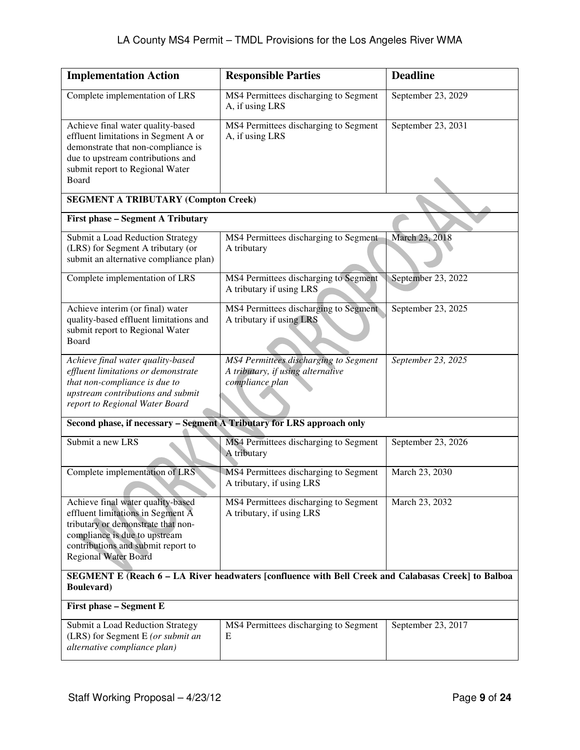| Implementation Action | Responsible Parties | Deadline |
|---|---|---|
| Complete implementation of LRS | MS4 Permittees discharging to Segment A, if using LRS | September 23, 2029 |
| Achieve final water quality-based effluent limitations in Segment A or demonstrate that non-compliance is due to upstream contributions and submit report to Regional Water Board | MS4 Permittees discharging to Segment A, if using LRS | September 23, 2031 |
| **SEGMENT A TRIBUTARY (Compton Creek)** | | |
| **First phase – Segment A Tributary** | | |
| Submit a Load Reduction Strategy (LRS) for Segment A tributary (or submit an alternative compliance plan) | MS4 Permittees discharging to Segment A tributary | March 23, 2018 |
| Complete implementation of LRS | MS4 Permittees discharging to Segment A tributary if using LRS | September 23, 2022 |
| Achieve interim (or final) water quality-based effluent limitations and submit report to Regional Water Board | MS4 Permittees discharging to Segment A tributary if using LRS | September 23, 2025 |
| *Achieve final water quality-based effluent limitations or demonstrate that non-compliance is due to upstream contributions and submit report to Regional Water Board* | *MS4 Permittees discharging to Segment A tributary, if using alternative compliance plan* | *September 23, 2025* |
| **Second phase, if necessary – Segment A Tributary for LRS approach only** | | |
| Submit a new LRS | MS4 Permittees discharging to Segment A tributary | September 23, 2026 |
| Complete implementation of LRS | MS4 Permittees discharging to Segment A tributary, if using LRS | March 23, 2030 |
| Achieve final water quality-based effluent limitations in Segment A tributary or demonstrate that non-compliance is due to upstream contributions and submit report to Regional Water Board | MS4 Permittees discharging to Segment A tributary, if using LRS | March 23, 2032 |
| **SEGMENT E (Reach 6 – LA River headwaters [confluence with Bell Creek and Calabasas Creek] to Balboa Boulevard)** | | |
| **First phase – Segment E** | | |
| Submit a Load Reduction Strategy (LRS) for Segment E *(or submit an alternative compliance plan)* | MS4 Permittees discharging to Segment E | September 23, 2017 |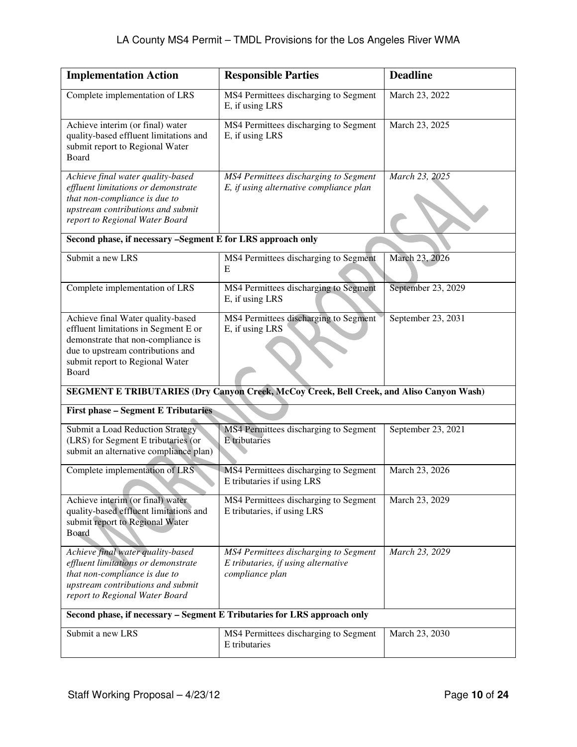| Implementation Action | Responsible Parties | Deadline |
|---|---|---|
| Complete implementation of LRS | MS4 Permittees discharging to Segment E, if using LRS | March 23, 2022 |
| Achieve interim (or final) water quality-based effluent limitations and submit report to Regional Water Board | MS4 Permittees discharging to Segment E, if using LRS | March 23, 2025 |
| *Achieve final water quality-based effluent limitations or demonstrate that non-compliance is due to upstream contributions and submit report to Regional Water Board* | *MS4 Permittees discharging to Segment E, if using alternative compliance plan* | *March 23, 2025* |
| **Second phase, if necessary –Segment E for LRS approach only** | | |
| Submit a new LRS | MS4 Permittees discharging to Segment E | March 23, 2026 |
| Complete implementation of LRS | MS4 Permittees discharging to Segment E, if using LRS | September 23, 2029 |
| Achieve final Water quality-based effluent limitations in Segment E or demonstrate that non-compliance is due to upstream contributions and submit report to Regional Water Board | MS4 Permittees discharging to Segment E, if using LRS | September 23, 2031 |
| **SEGMENT E TRIBUTARIES (Dry Canyon Creek, McCoy Creek, Bell Creek, and Aliso Canyon Wash)** | | |
| **First phase – Segment E Tributaries** | | |
| Submit a Load Reduction Strategy (LRS) for Segment E tributaries (or submit an alternative compliance plan) | MS4 Permittees discharging to Segment E tributaries | September 23, 2021 |
| Complete implementation of LRS | MS4 Permittees discharging to Segment E tributaries if using LRS | March 23, 2026 |
| Achieve interim (or final) water quality-based effluent limitations and submit report to Regional Water Board | MS4 Permittees discharging to Segment E tributaries, if using LRS | March 23, 2029 |
| *Achieve final water quality-based effluent limitations or demonstrate that non-compliance is due to upstream contributions and submit report to Regional Water Board* | *MS4 Permittees discharging to Segment E tributaries, if using alternative compliance plan* | *March 23, 2029* |
| **Second phase, if necessary – Segment E Tributaries for LRS approach only** | | |
| Submit a new LRS | MS4 Permittees discharging to Segment E tributaries | March 23, 2030 |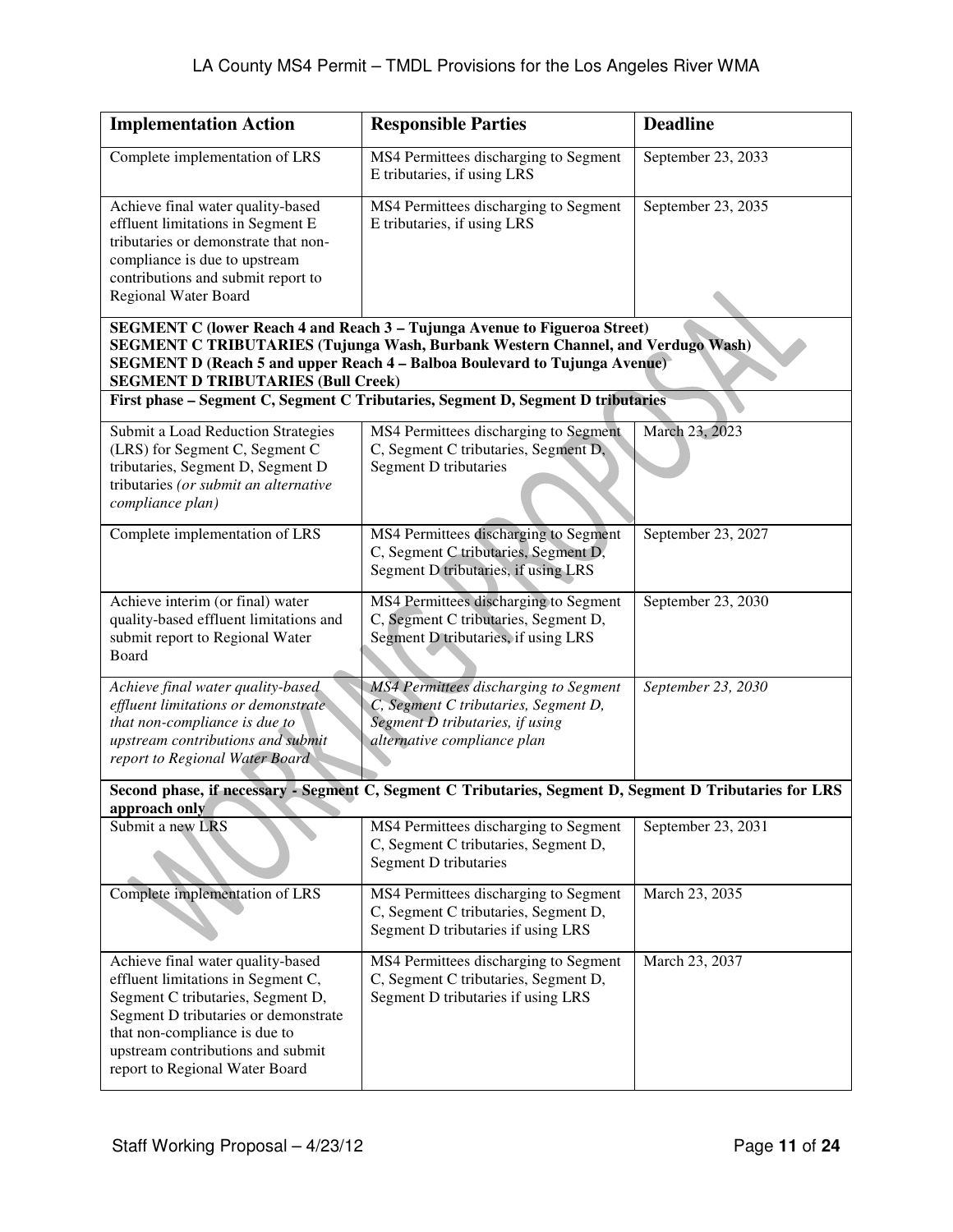| Implementation Action | Responsible Parties | Deadline |
|---|---|---|
| Complete implementation of LRS | MS4 Permittees discharging to Segment E tributaries, if using LRS | September 23, 2033 |
| Achieve final water quality-based effluent limitations in Segment E tributaries or demonstrate that non-compliance is due to upstream contributions and submit report to Regional Water Board | MS4 Permittees discharging to Segment E tributaries, if using LRS | September 23, 2035 |
| **SEGMENT C (lower Reach 4 and Reach 3 – Tujunga Avenue to Figueroa Street)**<br>**SEGMENT C TRIBUTARIES (Tujunga Wash, Burbank Western Channel, and Verdugo Wash)**<br>**SEGMENT D (Reach 5 and upper Reach 4 – Balboa Boulevard to Tujunga Avenue)**<br>**SEGMENT D TRIBUTARIES (Bull Creek)** | | |
| **First phase – Segment C, Segment C Tributaries, Segment D, Segment D tributaries** | | |
| Submit a Load Reduction Strategies (LRS) for Segment C, Segment C tributaries, Segment D, Segment D tributaries *(or submit an alternative compliance plan)* | MS4 Permittees discharging to Segment C, Segment C tributaries, Segment D, Segment D tributaries | March 23, 2023 |
| Complete implementation of LRS | MS4 Permittees discharging to Segment C, Segment C tributaries, Segment D, Segment D tributaries, if using LRS | September 23, 2027 |
| Achieve interim (or final) water quality-based effluent limitations and submit report to Regional Water Board | MS4 Permittees discharging to Segment C, Segment C tributaries, Segment D, Segment D tributaries, if using LRS | September 23, 2030 |
| *Achieve final water quality-based effluent limitations or demonstrate that non-compliance is due to upstream contributions and submit report to Regional Water Board* | *MS4 Permittees discharging to Segment C, Segment C tributaries, Segment D, Segment D tributaries, if using alternative compliance plan* | *September 23, 2030* |
| **Second phase, if necessary - Segment C, Segment C Tributaries, Segment D, Segment D Tributaries for LRS approach only** | | |
| Submit a new LRS | MS4 Permittees discharging to Segment C, Segment C tributaries, Segment D, Segment D tributaries | September 23, 2031 |
| Complete implementation of LRS | MS4 Permittees discharging to Segment C, Segment C tributaries, Segment D, Segment D tributaries if using LRS | March 23, 2035 |
| Achieve final water quality-based effluent limitations in Segment C, Segment C tributaries, Segment D, Segment D tributaries or demonstrate that non-compliance is due to upstream contributions and submit report to Regional Water Board | MS4 Permittees discharging to Segment C, Segment C tributaries, Segment D, Segment D tributaries if using LRS | March 23, 2037 |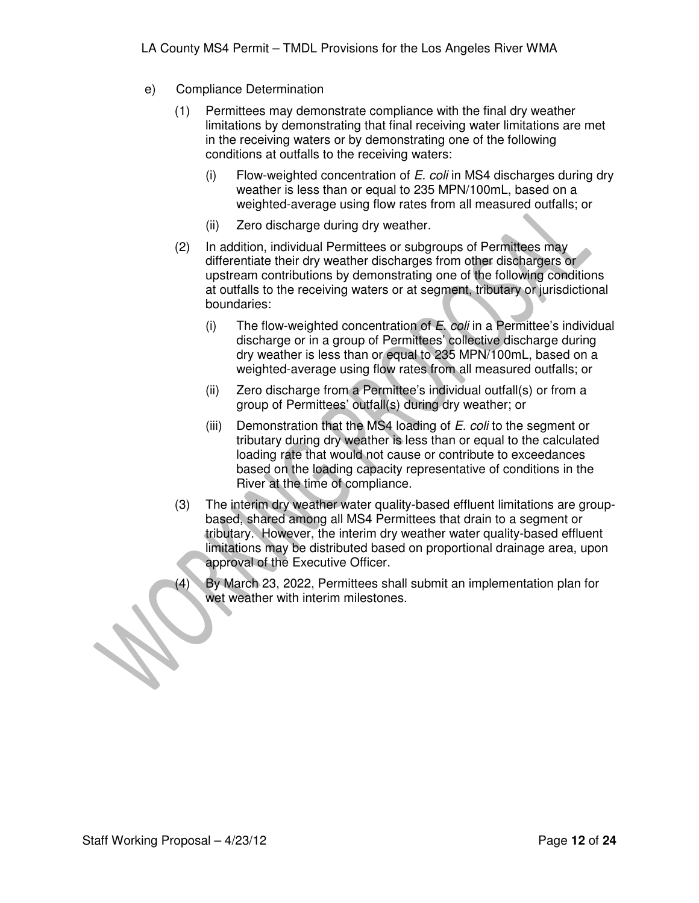e) Compliance Determination

(1) Permittees may demonstrate compliance with the final dry weather limitations by demonstrating that final receiving water limitations are met in the receiving waters or by demonstrating one of the following conditions at outfalls to the receiving waters:

(i) Flow-weighted concentration of *E. coli* in MS4 discharges during dry weather is less than or equal to 235 MPN/100mL, based on a weighted-average using flow rates from all measured outfalls; or

(ii) Zero discharge during dry weather.

(2) In addition, individual Permittees or subgroups of Permittees may differentiate their dry weather discharges from other dischargers or upstream contributions by demonstrating one of the following conditions at outfalls to the receiving waters or at segment, tributary or jurisdictional boundaries:

(i) The flow-weighted concentration of *E. coli* in a Permittee's individual discharge or in a group of Permittees' collective discharge during dry weather is less than or equal to 235 MPN/100mL, based on a weighted-average using flow rates from all measured outfalls; or

(ii) Zero discharge from a Permittee's individual outfall(s) or from a group of Permittees' outfall(s) during dry weather; or

(iii) Demonstration that the MS4 loading of *E. coli* to the segment or tributary during dry weather is less than or equal to the calculated loading rate that would not cause or contribute to exceedances based on the loading capacity representative of conditions in the River at the time of compliance.

(3) The interim dry weather water quality-based effluent limitations are group-based, shared among all MS4 Permittees that drain to a segment or tributary. However, the interim dry weather water quality-based effluent limitations may be distributed based on proportional drainage area, upon approval of the Executive Officer.

(4) By March 23, 2022, Permittees shall submit an implementation plan for wet weather with interim milestones.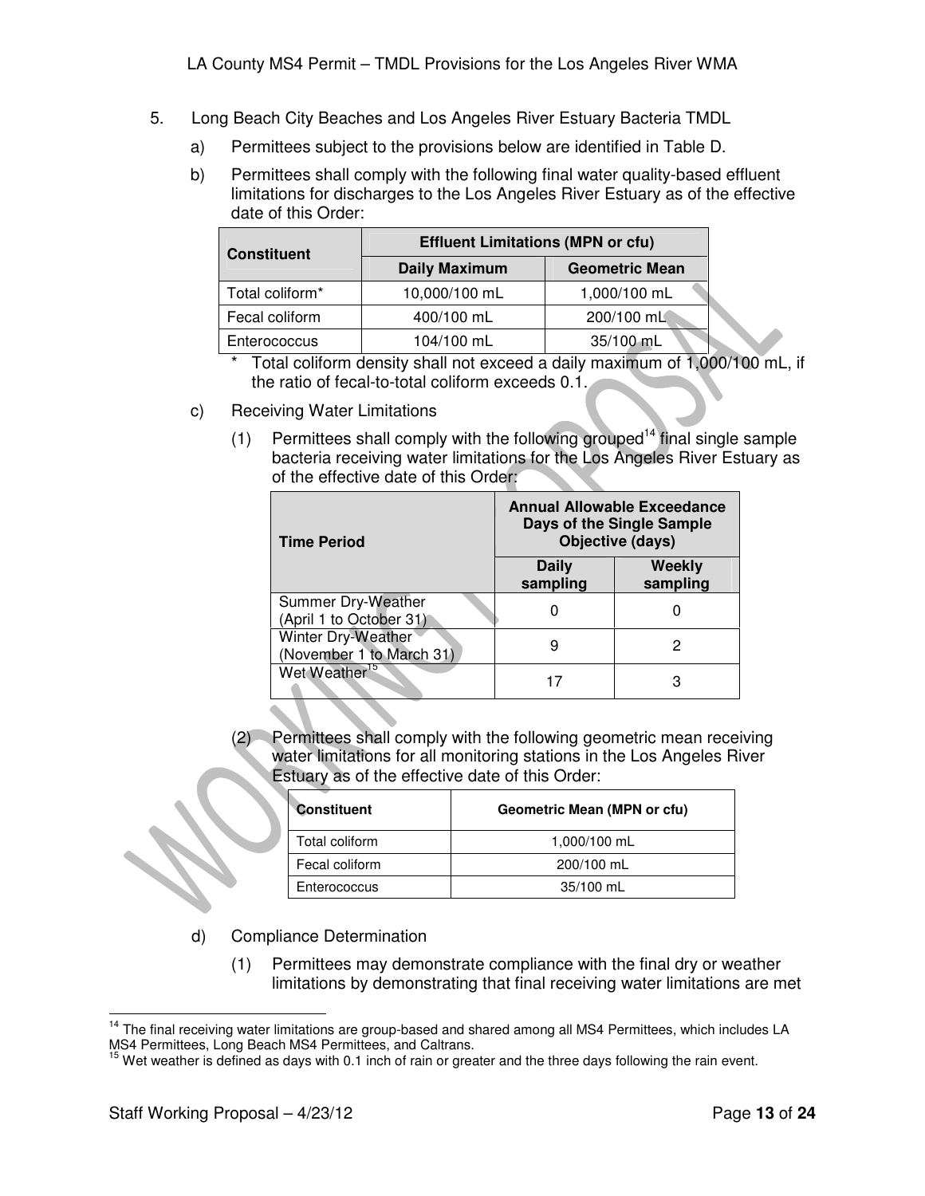5. Long Beach City Beaches and Los Angeles River Estuary Bacteria TMDL

   a) Permittees subject to the provisions below are identified in Table D.

   b) Permittees shall comply with the following final water quality-based effluent limitations for discharges to the Los Angeles River Estuary as of the effective date of this Order:

| Constituent | Effluent Limitations (MPN or cfu) | |
|---|---|---|
| | Daily Maximum | Geometric Mean |
| Total coliform* | 10,000/100 mL | 1,000/100 mL |
| Fecal coliform | 400/100 mL | 200/100 mL |
| Enterococcus | 104/100 mL | 35/100 mL |

\* Total coliform density shall not exceed a daily maximum of 1,000/100 mL, if the ratio of fecal-to-total coliform exceeds 0.1.

   c) Receiving Water Limitations

      (1) Permittees shall comply with the following grouped[14] final single sample bacteria receiving water limitations for the Los Angeles River Estuary as of the effective date of this Order:

| Time Period | Annual Allowable Exceedance Days of the Single Sample Objective (days) | |
|---|---|---|
| | Daily sampling | Weekly sampling |
| Summer Dry-Weather (April 1 to October 31) | 0 | 0 |
| Winter Dry-Weather (November 1 to March 31) | 9 | 2 |
| Wet Weather[15] | 17 | 3 |

      (2) Permittees shall comply with the following geometric mean receiving water limitations for all monitoring stations in the Los Angeles River Estuary as of the effective date of this Order:

| Constituent | Geometric Mean (MPN or cfu) |
|---|---|
| Total coliform | 1,000/100 mL |
| Fecal coliform | 200/100 mL |
| Enterococcus | 35/100 mL |

   d) Compliance Determination

      (1) Permittees may demonstrate compliance with the final dry or weather limitations by demonstrating that final receiving water limitations are met

[14] The final receiving water limitations are group-based and shared among all MS4 Permittees, which includes LA MS4 Permittees, Long Beach MS4 Permittees, and Caltrans.

[15] Wet weather is defined as days with 0.1 inch of rain or greater and the three days following the rain event.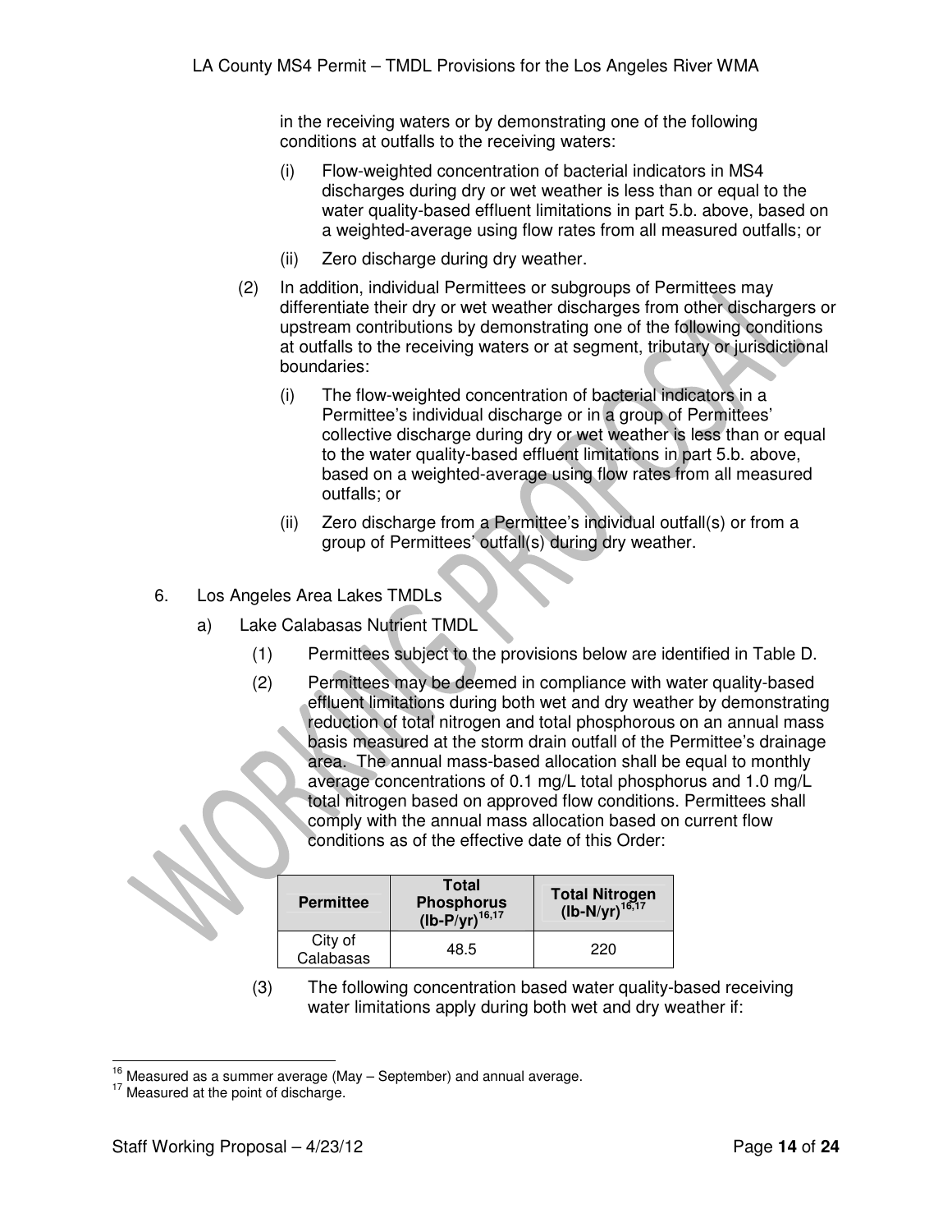in the receiving waters or by demonstrating one of the following conditions at outfalls to the receiving waters:

(i) Flow-weighted concentration of bacterial indicators in MS4 discharges during dry or wet weather is less than or equal to the water quality-based effluent limitations in part 5.b. above, based on a weighted-average using flow rates from all measured outfalls; or

(ii) Zero discharge during dry weather.

(2) In addition, individual Permittees or subgroups of Permittees may differentiate their dry or wet weather discharges from other dischargers or upstream contributions by demonstrating one of the following conditions at outfalls to the receiving waters or at segment, tributary or jurisdictional boundaries:

(i) The flow-weighted concentration of bacterial indicators in a Permittee's individual discharge or in a group of Permittees' collective discharge during dry or wet weather is less than or equal to the water quality-based effluent limitations in part 5.b. above, based on a weighted-average using flow rates from all measured outfalls; or

(ii) Zero discharge from a Permittee's individual outfall(s) or from a group of Permittees' outfall(s) during dry weather.

6. Los Angeles Area Lakes TMDLs

a) Lake Calabasas Nutrient TMDL

(1) Permittees subject to the provisions below are identified in Table D.

(2) Permittees may be deemed in compliance with water quality-based effluent limitations during both wet and dry weather by demonstrating reduction of total nitrogen and total phosphorous on an annual mass basis measured at the storm drain outfall of the Permittee's drainage area. The annual mass-based allocation shall be equal to monthly average concentrations of 0.1 mg/L total phosphorus and 1.0 mg/L total nitrogen based on approved flow conditions. Permittees shall comply with the annual mass allocation based on current flow conditions as of the effective date of this Order:

| Permittee | Total Phosphorus (lb-P/yr)[16,17] | Total Nitrogen (lb-N/yr)[16,17] |
|---|---|---|
| City of Calabasas | 48.5 | 220 |

(3) The following concentration based water quality-based receiving water limitations apply during both wet and dry weather if:

[16] Measured as a summer average (May – September) and annual average.

[17] Measured at the point of discharge.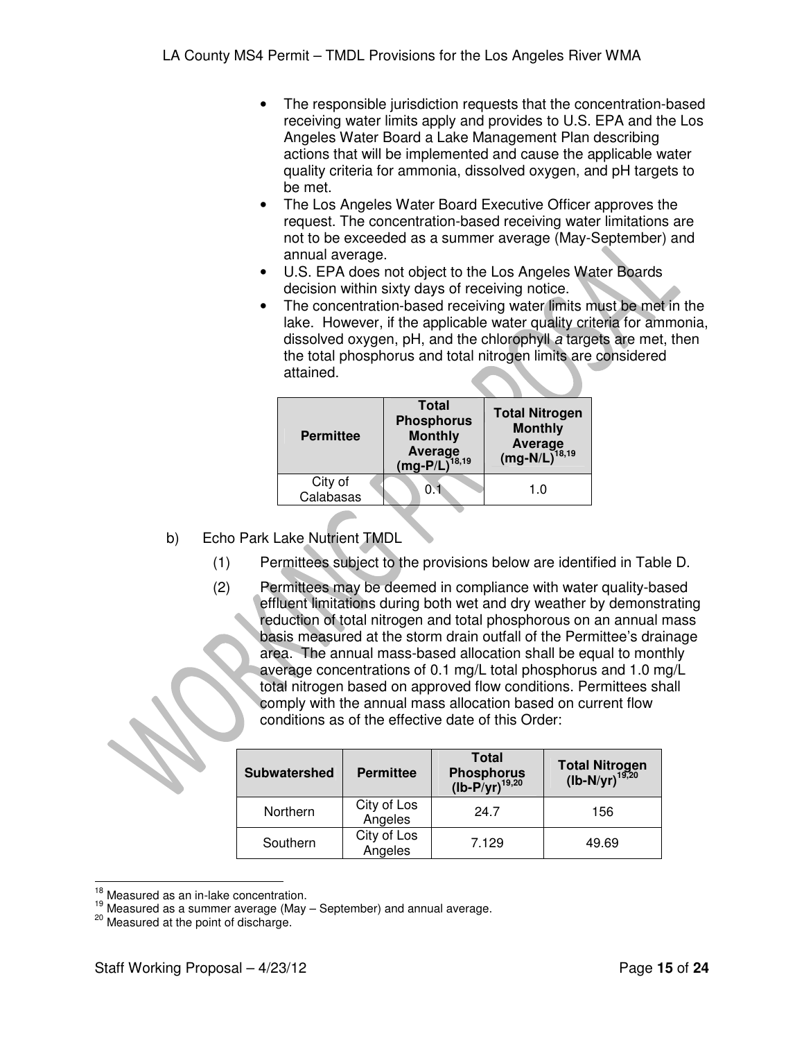- The responsible jurisdiction requests that the concentration-based receiving water limits apply and provides to U.S. EPA and the Los Angeles Water Board a Lake Management Plan describing actions that will be implemented and cause the applicable water quality criteria for ammonia, dissolved oxygen, and pH targets to be met.
- The Los Angeles Water Board Executive Officer approves the request. The concentration-based receiving water limitations are not to be exceeded as a summer average (May-September) and annual average.
- U.S. EPA does not object to the Los Angeles Water Boards decision within sixty days of receiving notice.
- The concentration-based receiving water limits must be met in the lake. However, if the applicable water quality criteria for ammonia, dissolved oxygen, pH, and the chlorophyll *a* targets are met, then the total phosphorus and total nitrogen limits are considered attained.

| Permittee | Total Phosphorus Monthly Average (mg-P/L)[18,19] | Total Nitrogen Monthly Average (mg-N/L)[18,19] |
|---|---|---|
| City of Calabasas | 0.1 | 1.0 |

b) Echo Park Lake Nutrient TMDL

(1) Permittees subject to the provisions below are identified in Table D.

(2) Permittees may be deemed in compliance with water quality-based effluent limitations during both wet and dry weather by demonstrating reduction of total nitrogen and total phosphorous on an annual mass basis measured at the storm drain outfall of the Permittee's drainage area. The annual mass-based allocation shall be equal to monthly average concentrations of 0.1 mg/L total phosphorus and 1.0 mg/L total nitrogen based on approved flow conditions. Permittees shall comply with the annual mass allocation based on current flow conditions as of the effective date of this Order:

| Subwatershed | Permittee | Total Phosphorus (lb-P/yr)[19,20] | Total Nitrogen (lb-N/yr)[19,20] |
|---|---|---|---|
| Northern | City of Los Angeles | 24.7 | 156 |
| Southern | City of Los Angeles | 7.129 | 49.69 |

[18] Measured as an in-lake concentration.
[19] Measured as a summer average (May – September) and annual average.
[20] Measured at the point of discharge.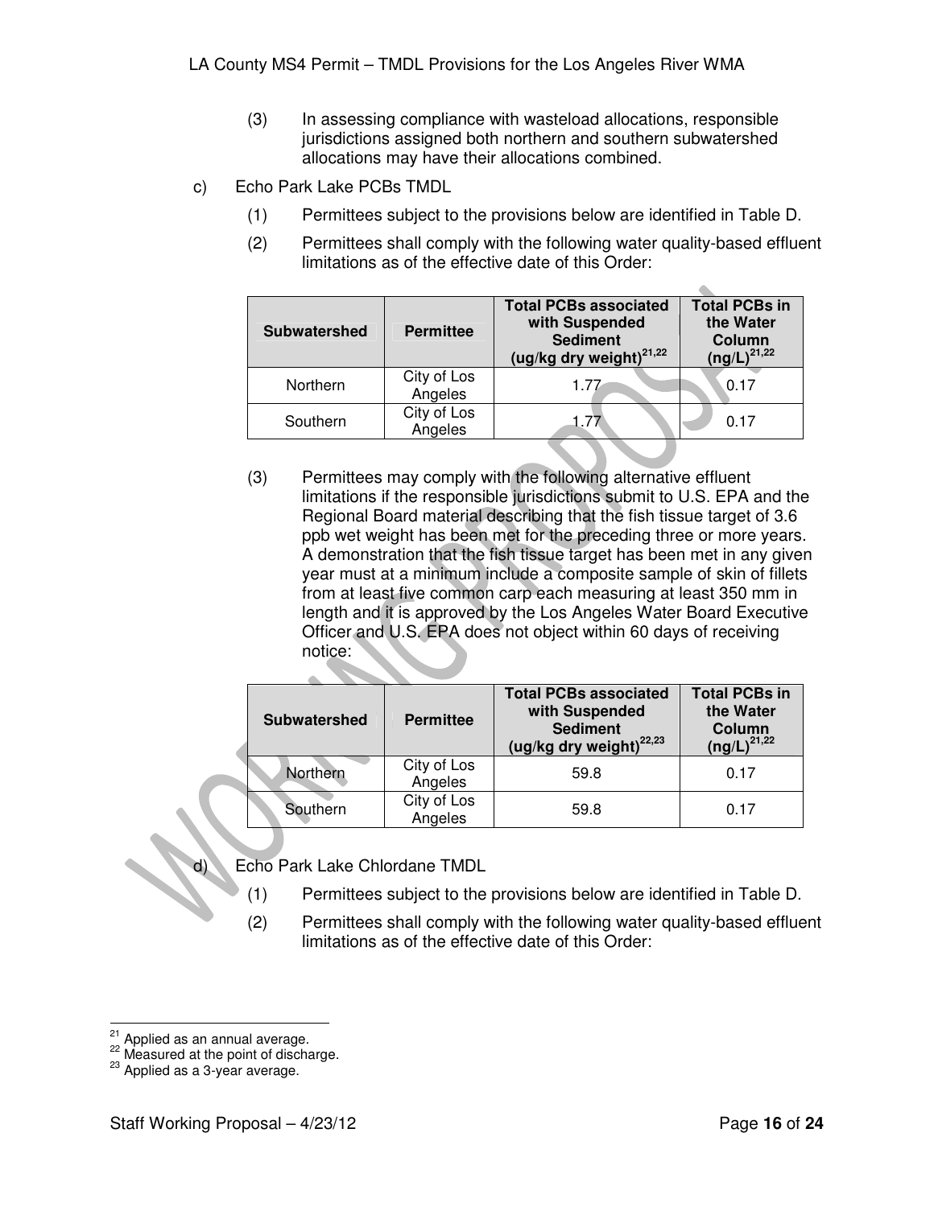(3) In assessing compliance with wasteload allocations, responsible jurisdictions assigned both northern and southern subwatershed allocations may have their allocations combined.

c) Echo Park Lake PCBs TMDL

(1) Permittees subject to the provisions below are identified in Table D.

(2) Permittees shall comply with the following water quality-based effluent limitations as of the effective date of this Order:

| Subwatershed | Permittee | Total PCBs associated with Suspended Sediment (ug/kg dry weight)[21,22] | Total PCBs in the Water Column (ng/L)[21,22] |
|---|---|---|---|
| Northern | City of Los Angeles | 1.77 | 0.17 |
| Southern | City of Los Angeles | 1.77 | 0.17 |

(3) Permittees may comply with the following alternative effluent limitations if the responsible jurisdictions submit to U.S. EPA and the Regional Board material describing that the fish tissue target of 3.6 ppb wet weight has been met for the preceding three or more years. A demonstration that the fish tissue target has been met in any given year must at a minimum include a composite sample of skin of fillets from at least five common carp each measuring at least 350 mm in length and it is approved by the Los Angeles Water Board Executive Officer and U.S. EPA does not object within 60 days of receiving notice:

| Subwatershed | Permittee | Total PCBs associated with Suspended Sediment (ug/kg dry weight)[22,23] | Total PCBs in the Water Column (ng/L)[21,22] |
|---|---|---|---|
| Northern | City of Los Angeles | 59.8 | 0.17 |
| Southern | City of Los Angeles | 59.8 | 0.17 |

d) Echo Park Lake Chlordane TMDL

(1) Permittees subject to the provisions below are identified in Table D.

(2) Permittees shall comply with the following water quality-based effluent limitations as of the effective date of this Order:

---

[21] Applied as an annual average.

[22] Measured at the point of discharge.

[23] Applied as a 3-year average.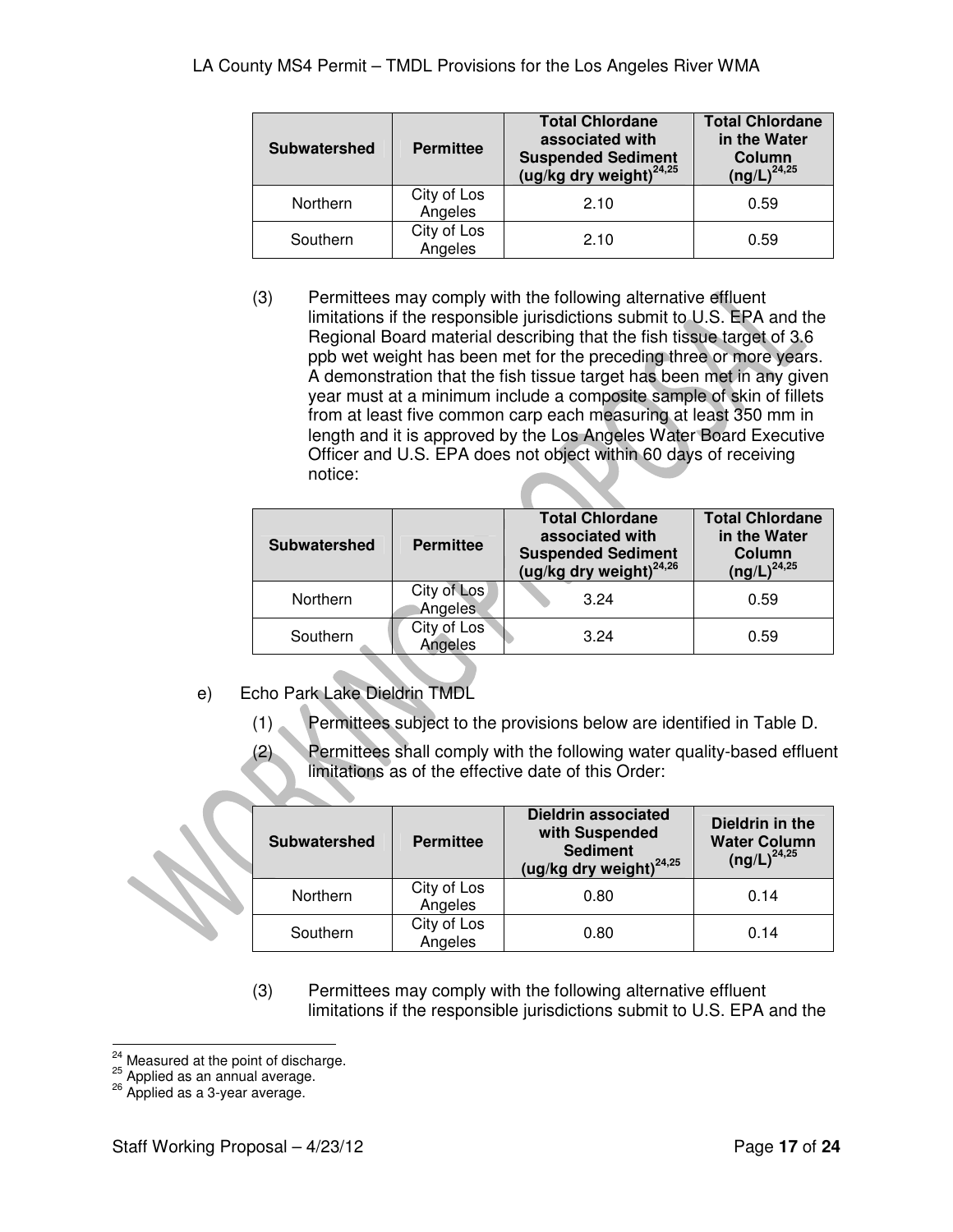| Subwatershed | Permittee | Total Chlordane associated with Suspended Sediment (ug/kg dry weight)[24,25] | Total Chlordane in the Water Column (ng/L)[24,25] |
|---|---|---|---|
| Northern | City of Los Angeles | 2.10 | 0.59 |
| Southern | City of Los Angeles | 2.10 | 0.59 |

(3) Permittees may comply with the following alternative effluent limitations if the responsible jurisdictions submit to U.S. EPA and the Regional Board material describing that the fish tissue target of 3.6 ppb wet weight has been met for the preceding three or more years. A demonstration that the fish tissue target has been met in any given year must at a minimum include a composite sample of skin of fillets from at least five common carp each measuring at least 350 mm in length and it is approved by the Los Angeles Water Board Executive Officer and U.S. EPA does not object within 60 days of receiving notice:

| Subwatershed | Permittee | Total Chlordane associated with Suspended Sediment (ug/kg dry weight)[24,26] | Total Chlordane in the Water Column (ng/L)[24,25] |
|---|---|---|---|
| Northern | City of Los Angeles | 3.24 | 0.59 |
| Southern | City of Los Angeles | 3.24 | 0.59 |

e) Echo Park Lake Dieldrin TMDL

(1) Permittees subject to the provisions below are identified in Table D.

(2) Permittees shall comply with the following water quality-based effluent limitations as of the effective date of this Order:

| Subwatershed | Permittee | Dieldrin associated with Suspended Sediment (ug/kg dry weight)[24,25] | Dieldrin in the Water Column (ng/L)[24,25] |
|---|---|---|---|
| Northern | City of Los Angeles | 0.80 | 0.14 |
| Southern | City of Los Angeles | 0.80 | 0.14 |

(3) Permittees may comply with the following alternative effluent limitations if the responsible jurisdictions submit to U.S. EPA and the

---

[24] Measured at the point of discharge.
[25] Applied as an annual average.
[26] Applied as a 3-year average.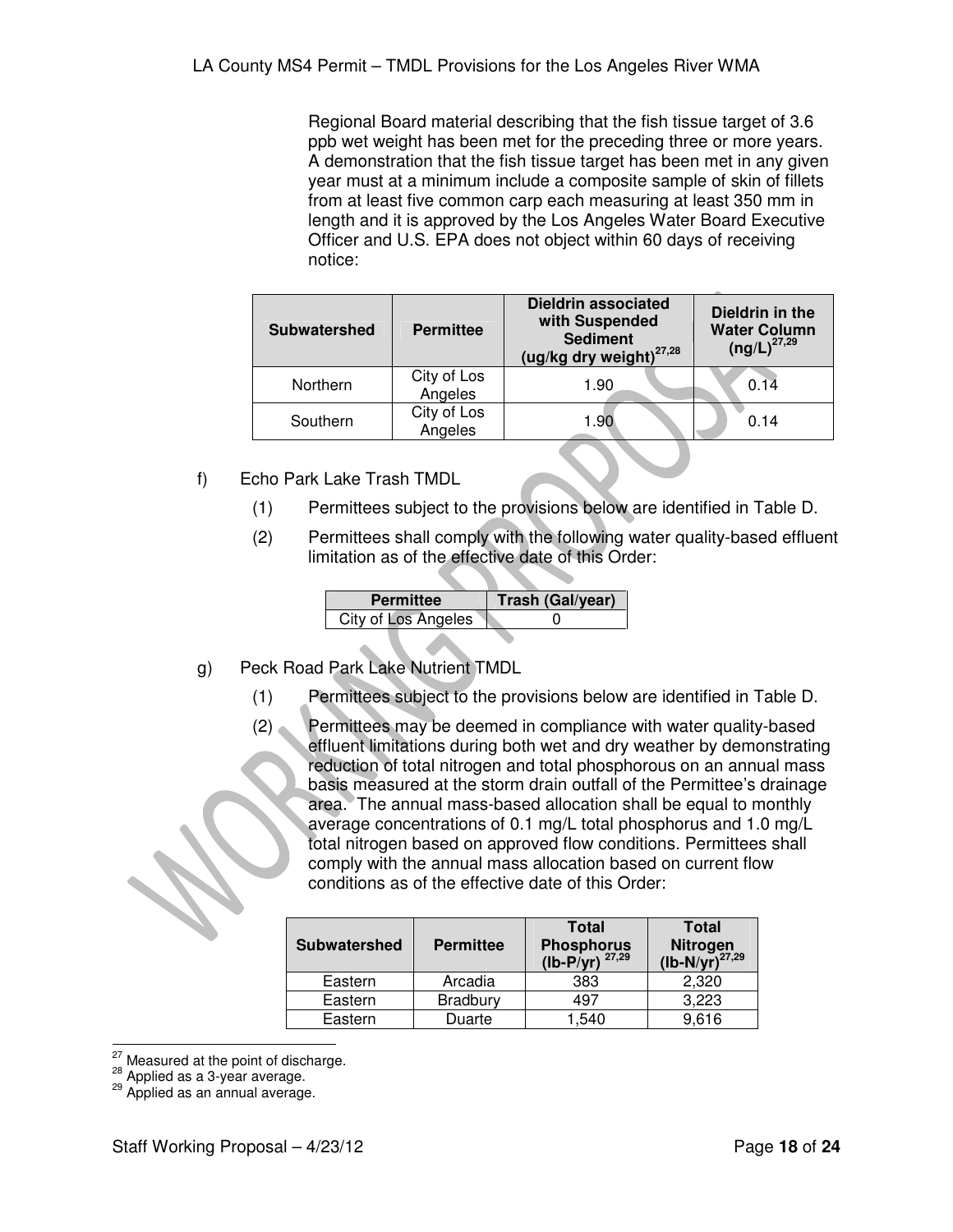Regional Board material describing that the fish tissue target of 3.6 ppb wet weight has been met for the preceding three or more years. A demonstration that the fish tissue target has been met in any given year must at a minimum include a composite sample of skin of fillets from at least five common carp each measuring at least 350 mm in length and it is approved by the Los Angeles Water Board Executive Officer and U.S. EPA does not object within 60 days of receiving notice:

| Subwatershed | Permittee | Dieldrin associated with Suspended Sediment (ug/kg dry weight)[27,28] | Dieldrin in the Water Column (ng/L)[27,29] |
|---|---|---|---|
| Northern | City of Los Angeles | 1.90 | 0.14 |
| Southern | City of Los Angeles | 1.90 | 0.14 |

f) Echo Park Lake Trash TMDL

(1) Permittees subject to the provisions below are identified in Table D.

(2) Permittees shall comply with the following water quality-based effluent limitation as of the effective date of this Order:

| Permittee | Trash (Gal/year) |
|---|---|
| City of Los Angeles | 0 |

g) Peck Road Park Lake Nutrient TMDL

(1) Permittees subject to the provisions below are identified in Table D.

(2) Permittees may be deemed in compliance with water quality-based effluent limitations during both wet and dry weather by demonstrating reduction of total nitrogen and total phosphorous on an annual mass basis measured at the storm drain outfall of the Permittee's drainage area. The annual mass-based allocation shall be equal to monthly average concentrations of 0.1 mg/L total phosphorus and 1.0 mg/L total nitrogen based on approved flow conditions. Permittees shall comply with the annual mass allocation based on current flow conditions as of the effective date of this Order:

| Subwatershed | Permittee | Total Phosphorus (lb-P/yr) [27,29] | Total Nitrogen (lb-N/yr)[27,29] |
|---|---|---|---|
| Eastern | Arcadia | 383 | 2,320 |
| Eastern | Bradbury | 497 | 3,223 |
| Eastern | Duarte | 1,540 | 9,616 |

[27] Measured at the point of discharge.
[28] Applied as a 3-year average.
[29] Applied as an annual average.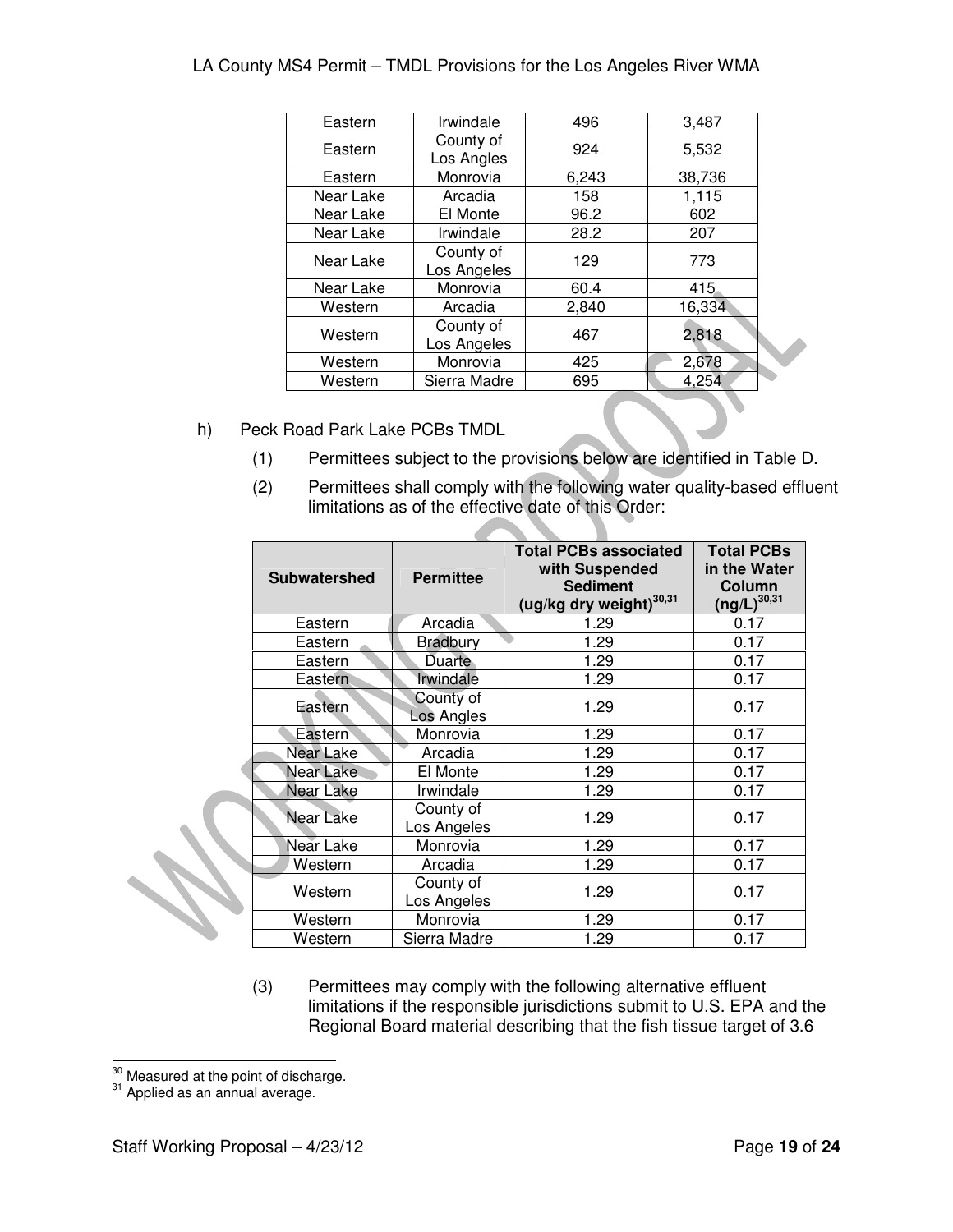| Eastern | Irwindale | 496 | 3,487 |
|---|---|---|---|
| Eastern | County of Los Angles | 924 | 5,532 |
| Eastern | Monrovia | 6,243 | 38,736 |
| Near Lake | Arcadia | 158 | 1,115 |
| Near Lake | El Monte | 96.2 | 602 |
| Near Lake | Irwindale | 28.2 | 207 |
| Near Lake | County of Los Angeles | 129 | 773 |
| Near Lake | Monrovia | 60.4 | 415 |
| Western | Arcadia | 2,840 | 16,334 |
| Western | County of Los Angeles | 467 | 2,818 |
| Western | Monrovia | 425 | 2,678 |
| Western | Sierra Madre | 695 | 4,254 |

h) Peck Road Park Lake PCBs TMDL

(1) Permittees subject to the provisions below are identified in Table D.

(2) Permittees shall comply with the following water quality-based effluent limitations as of the effective date of this Order:

| Subwatershed | Permittee | Total PCBs associated with Suspended Sediment (ug/kg dry weight)[30,31] | Total PCBs in the Water Column (ng/L)[30,31] |
|---|---|---|---|
| Eastern | Arcadia | 1.29 | 0.17 |
| Eastern | Bradbury | 1.29 | 0.17 |
| Eastern | Duarte | 1.29 | 0.17 |
| Eastern | Irwindale | 1.29 | 0.17 |
| Eastern | County of Los Angles | 1.29 | 0.17 |
| Eastern | Monrovia | 1.29 | 0.17 |
| Near Lake | Arcadia | 1.29 | 0.17 |
| Near Lake | El Monte | 1.29 | 0.17 |
| Near Lake | Irwindale | 1.29 | 0.17 |
| Near Lake | County of Los Angeles | 1.29 | 0.17 |
| Near Lake | Monrovia | 1.29 | 0.17 |
| Western | Arcadia | 1.29 | 0.17 |
| Western | County of Los Angeles | 1.29 | 0.17 |
| Western | Monrovia | 1.29 | 0.17 |
| Western | Sierra Madre | 1.29 | 0.17 |

(3) Permittees may comply with the following alternative effluent limitations if the responsible jurisdictions submit to U.S. EPA and the Regional Board material describing that the fish tissue target of 3.6

[30] Measured at the point of discharge.

[31] Applied as an annual average.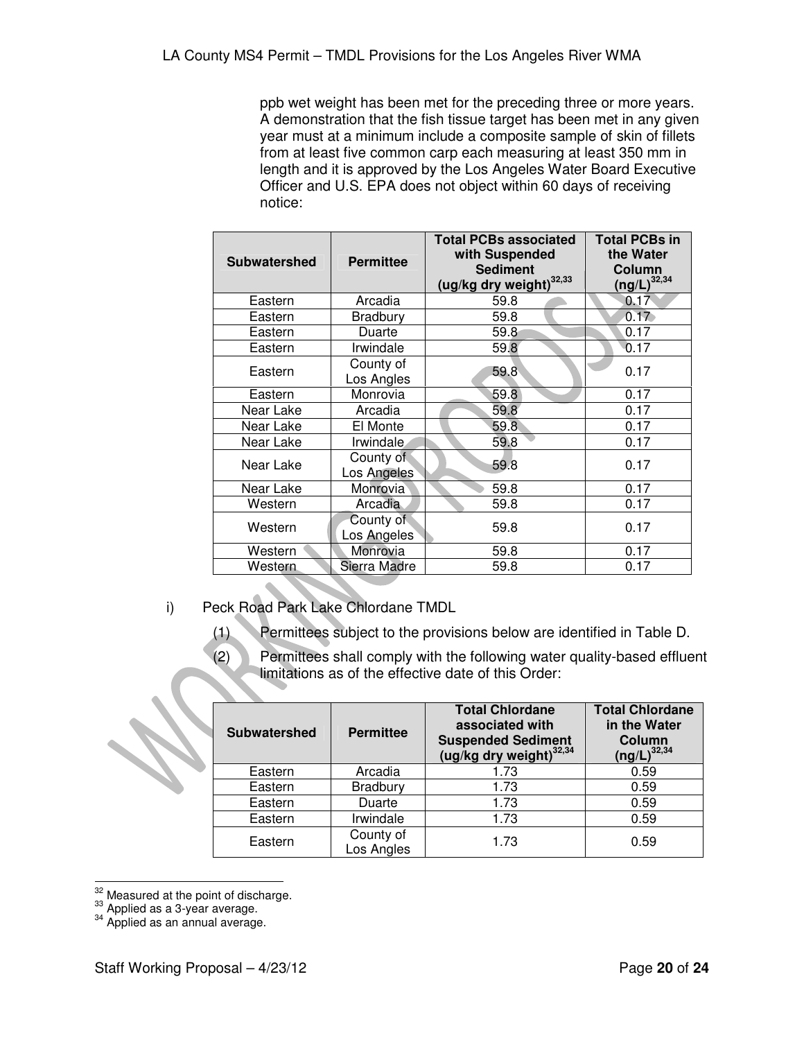ppb wet weight has been met for the preceding three or more years. A demonstration that the fish tissue target has been met in any given year must at a minimum include a composite sample of skin of fillets from at least five common carp each measuring at least 350 mm in length and it is approved by the Los Angeles Water Board Executive Officer and U.S. EPA does not object within 60 days of receiving notice:

| Subwatershed | Permittee | Total PCBs associated with Suspended Sediment (ug/kg dry weight)[32,33] | Total PCBs in the Water Column (ng/L)[32,34] |
|---|---|---|---|
| Eastern | Arcadia | 59.8 | 0.17 |
| Eastern | Bradbury | 59.8 | 0.17 |
| Eastern | Duarte | 59.8 | 0.17 |
| Eastern | Irwindale | 59.8 | 0.17 |
| Eastern | County of Los Angles | 59.8 | 0.17 |
| Eastern | Monrovia | 59.8 | 0.17 |
| Near Lake | Arcadia | 59.8 | 0.17 |
| Near Lake | El Monte | 59.8 | 0.17 |
| Near Lake | Irwindale | 59.8 | 0.17 |
| Near Lake | County of Los Angeles | 59.8 | 0.17 |
| Near Lake | Monrovia | 59.8 | 0.17 |
| Western | Arcadia | 59.8 | 0.17 |
| Western | County of Los Angeles | 59.8 | 0.17 |
| Western | Monrovia | 59.8 | 0.17 |
| Western | Sierra Madre | 59.8 | 0.17 |

i) Peck Road Park Lake Chlordane TMDL

(1) Permittees subject to the provisions below are identified in Table D.

(2) Permittees shall comply with the following water quality-based effluent limitations as of the effective date of this Order:

| Subwatershed | Permittee | Total Chlordane associated with Suspended Sediment (ug/kg dry weight)[32,34] | Total Chlordane in the Water Column (ng/L)[32,34] |
|---|---|---|---|
| Eastern | Arcadia | 1.73 | 0.59 |
| Eastern | Bradbury | 1.73 | 0.59 |
| Eastern | Duarte | 1.73 | 0.59 |
| Eastern | Irwindale | 1.73 | 0.59 |
| Eastern | County of Los Angles | 1.73 | 0.59 |

[32] Measured at the point of discharge.
[33] Applied as a 3-year average.
[34] Applied as an annual average.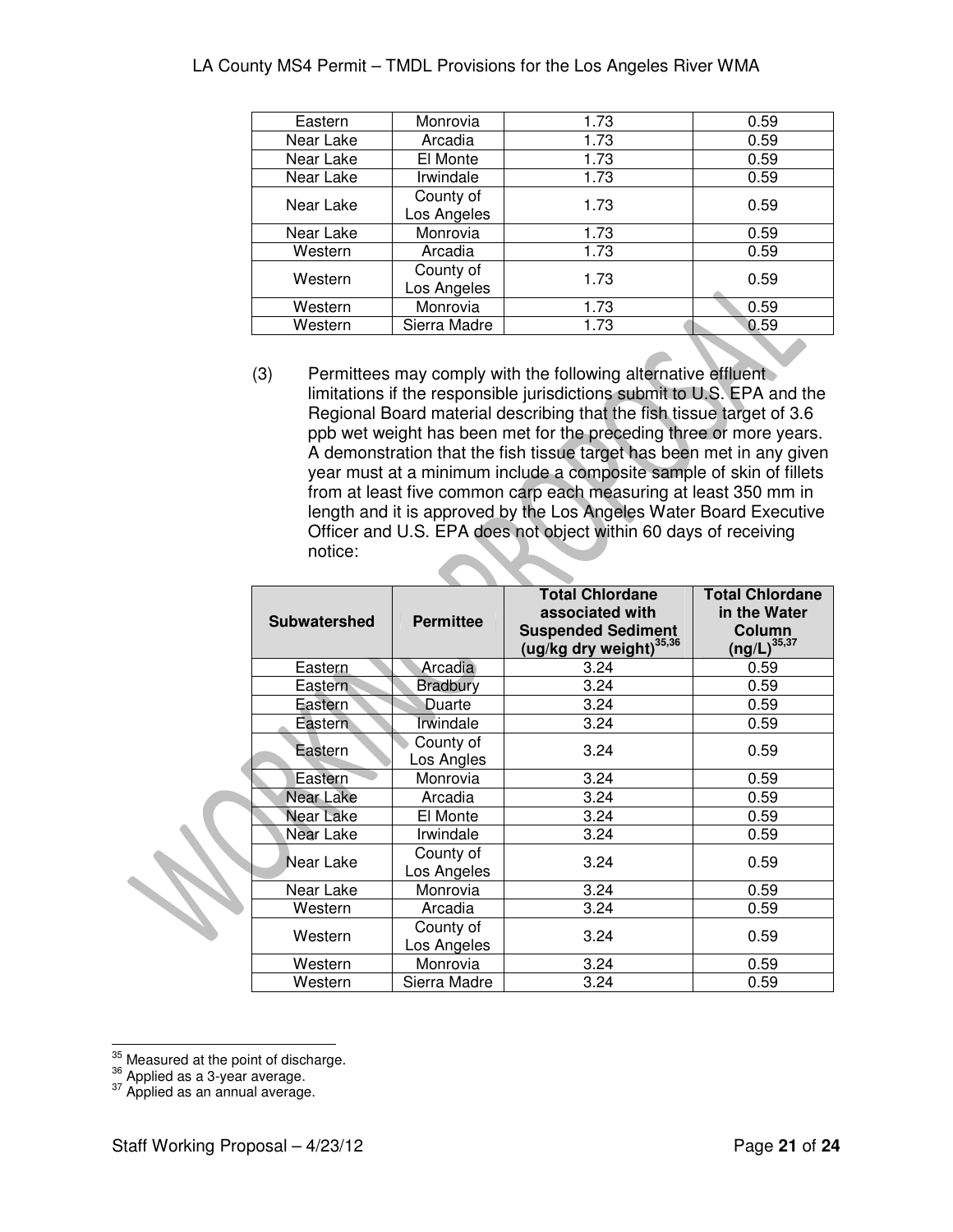| Eastern | Monrovia | 1.73 | 0.59 |
|---|---|---|---|
| Near Lake | Arcadia | 1.73 | 0.59 |
| Near Lake | El Monte | 1.73 | 0.59 |
| Near Lake | Irwindale | 1.73 | 0.59 |
| Near Lake | County of Los Angeles | 1.73 | 0.59 |
| Near Lake | Monrovia | 1.73 | 0.59 |
| Western | Arcadia | 1.73 | 0.59 |
| Western | County of Los Angeles | 1.73 | 0.59 |
| Western | Monrovia | 1.73 | 0.59 |
| Western | Sierra Madre | 1.73 | 0.59 |

(3) Permittees may comply with the following alternative effluent limitations if the responsible jurisdictions submit to U.S. EPA and the Regional Board material describing that the fish tissue target of 3.6 ppb wet weight has been met for the preceding three or more years. A demonstration that the fish tissue target has been met in any given year must at a minimum include a composite sample of skin of fillets from at least five common carp each measuring at least 350 mm in length and it is approved by the Los Angeles Water Board Executive Officer and U.S. EPA does not object within 60 days of receiving notice:

| Subwatershed | Permittee | Total Chlordane associated with Suspended Sediment (ug/kg dry weight)[35,36] | Total Chlordane in the Water Column (ng/L)[35,37] |
|---|---|---|---|
| Eastern | Arcadia | 3.24 | 0.59 |
| Eastern | Bradbury | 3.24 | 0.59 |
| Eastern | Duarte | 3.24 | 0.59 |
| Eastern | Irwindale | 3.24 | 0.59 |
| Eastern | County of Los Angles | 3.24 | 0.59 |
| Eastern | Monrovia | 3.24 | 0.59 |
| Near Lake | Arcadia | 3.24 | 0.59 |
| Near Lake | El Monte | 3.24 | 0.59 |
| Near Lake | Irwindale | 3.24 | 0.59 |
| Near Lake | County of Los Angeles | 3.24 | 0.59 |
| Near Lake | Monrovia | 3.24 | 0.59 |
| Western | Arcadia | 3.24 | 0.59 |
| Western | County of Los Angeles | 3.24 | 0.59 |
| Western | Monrovia | 3.24 | 0.59 |
| Western | Sierra Madre | 3.24 | 0.59 |

[35] Measured at the point of discharge.
[36] Applied as a 3-year average.
[37] Applied as an annual average.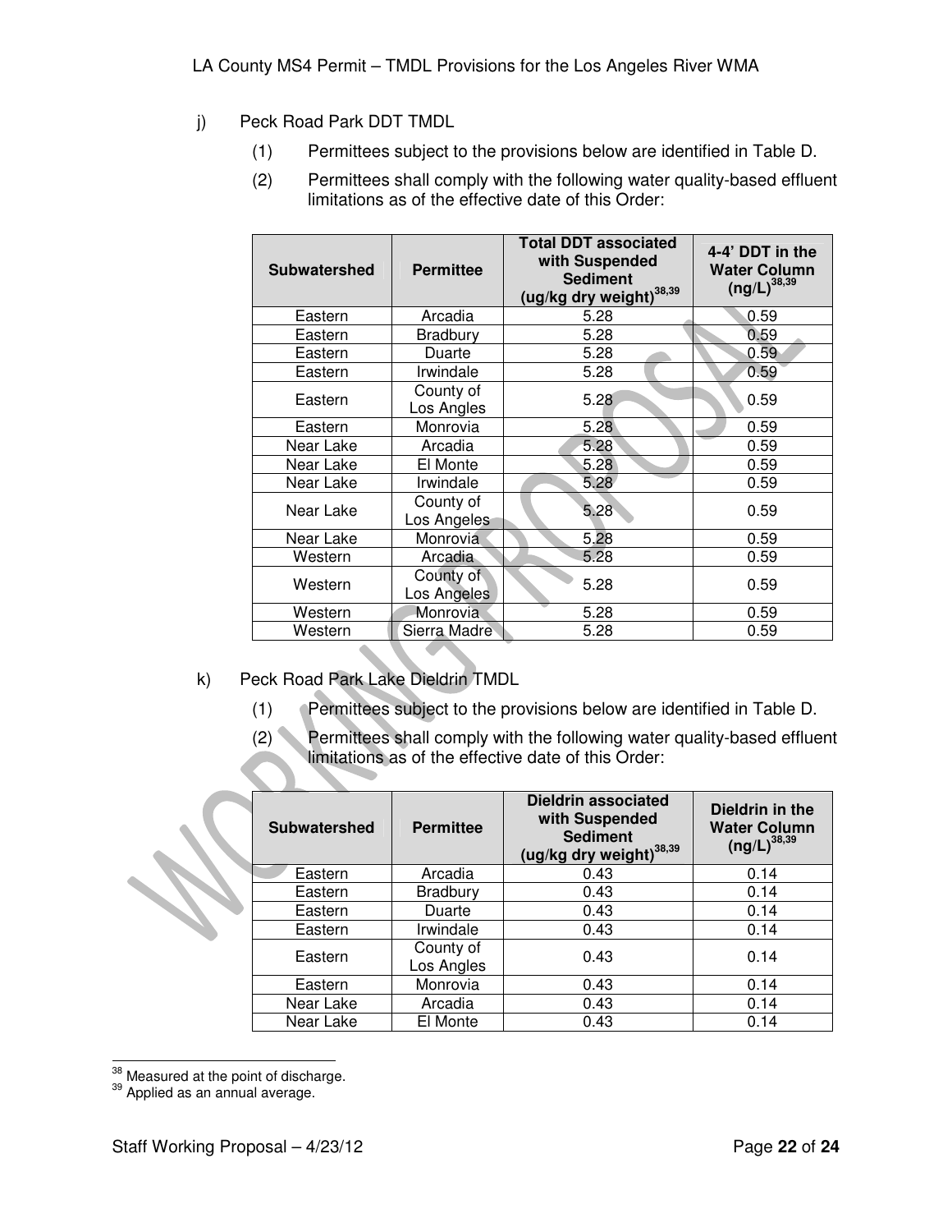j) Peck Road Park DDT TMDL

(1) Permittees subject to the provisions below are identified in Table D.

(2) Permittees shall comply with the following water quality-based effluent limitations as of the effective date of this Order:

| Subwatershed | Permittee | Total DDT associated with Suspended Sediment (ug/kg dry weight)[38,39] | 4-4' DDT in the Water Column (ng/L)[38,39] |
|---|---|---|---|
| Eastern | Arcadia | 5.28 | 0.59 |
| Eastern | Bradbury | 5.28 | 0.59 |
| Eastern | Duarte | 5.28 | 0.59 |
| Eastern | Irwindale | 5.28 | 0.59 |
| Eastern | County of Los Angles | 5.28 | 0.59 |
| Eastern | Monrovia | 5.28 | 0.59 |
| Near Lake | Arcadia | 5.28 | 0.59 |
| Near Lake | El Monte | 5.28 | 0.59 |
| Near Lake | Irwindale | 5.28 | 0.59 |
| Near Lake | County of Los Angeles | 5.28 | 0.59 |
| Near Lake | Monrovia | 5.28 | 0.59 |
| Western | Arcadia | 5.28 | 0.59 |
| Western | County of Los Angeles | 5.28 | 0.59 |
| Western | Monrovia | 5.28 | 0.59 |
| Western | Sierra Madre | 5.28 | 0.59 |

k) Peck Road Park Lake Dieldrin TMDL

(1) Permittees subject to the provisions below are identified in Table D.

(2) Permittees shall comply with the following water quality-based effluent limitations as of the effective date of this Order:

| Subwatershed | Permittee | Dieldrin associated with Suspended Sediment (ug/kg dry weight)[38,39] | Dieldrin in the Water Column (ng/L)[38,39] |
|---|---|---|---|
| Eastern | Arcadia | 0.43 | 0.14 |
| Eastern | Bradbury | 0.43 | 0.14 |
| Eastern | Duarte | 0.43 | 0.14 |
| Eastern | Irwindale | 0.43 | 0.14 |
| Eastern | County of Los Angles | 0.43 | 0.14 |
| Eastern | Monrovia | 0.43 | 0.14 |
| Near Lake | Arcadia | 0.43 | 0.14 |
| Near Lake | El Monte | 0.43 | 0.14 |

[38] Measured at the point of discharge.
[39] Applied as an annual average.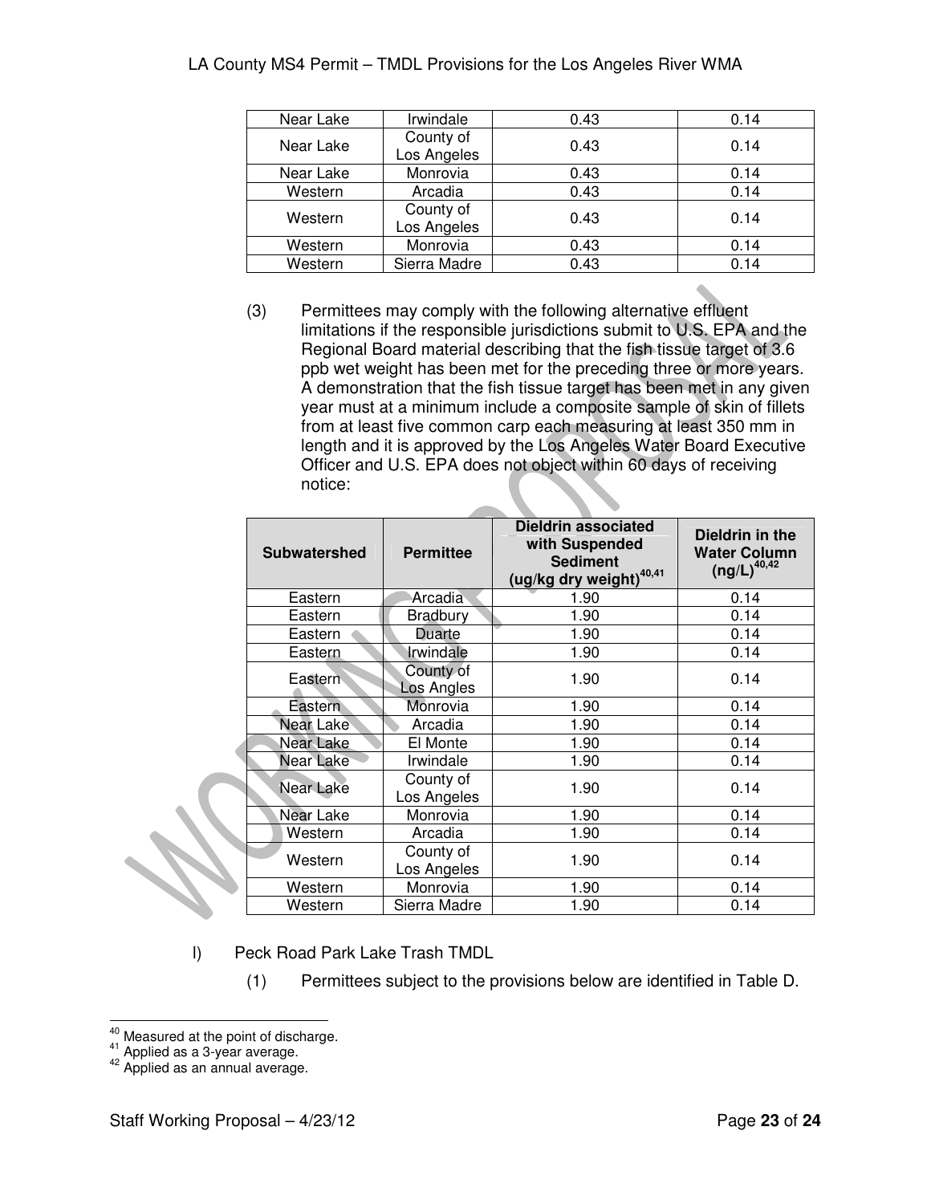| Near Lake | Irwindale | 0.43 | 0.14 |
|---|---|---|---|
| Near Lake | County of Los Angeles | 0.43 | 0.14 |
| Near Lake | Monrovia | 0.43 | 0.14 |
| Western | Arcadia | 0.43 | 0.14 |
| Western | County of Los Angeles | 0.43 | 0.14 |
| Western | Monrovia | 0.43 | 0.14 |
| Western | Sierra Madre | 0.43 | 0.14 |

(3) Permittees may comply with the following alternative effluent limitations if the responsible jurisdictions submit to U.S. EPA and the Regional Board material describing that the fish tissue target of 3.6 ppb wet weight has been met for the preceding three or more years. A demonstration that the fish tissue target has been met in any given year must at a minimum include a composite sample of skin of fillets from at least five common carp each measuring at least 350 mm in length and it is approved by the Los Angeles Water Board Executive Officer and U.S. EPA does not object within 60 days of receiving notice:

| Subwatershed | Permittee | Dieldrin associated with Suspended Sediment (ug/kg dry weight)[40,41] | Dieldrin in the Water Column (ng/L)[40,42] |
|---|---|---|---|
| Eastern | Arcadia | 1.90 | 0.14 |
| Eastern | Bradbury | 1.90 | 0.14 |
| Eastern | Duarte | 1.90 | 0.14 |
| Eastern | Irwindale | 1.90 | 0.14 |
| Eastern | County of Los Angles | 1.90 | 0.14 |
| Eastern | Monrovia | 1.90 | 0.14 |
| Near Lake | Arcadia | 1.90 | 0.14 |
| Near Lake | El Monte | 1.90 | 0.14 |
| Near Lake | Irwindale | 1.90 | 0.14 |
| Near Lake | County of Los Angeles | 1.90 | 0.14 |
| Near Lake | Monrovia | 1.90 | 0.14 |
| Western | Arcadia | 1.90 | 0.14 |
| Western | County of Los Angeles | 1.90 | 0.14 |
| Western | Monrovia | 1.90 | 0.14 |
| Western | Sierra Madre | 1.90 | 0.14 |

l) Peck Road Park Lake Trash TMDL

(1) Permittees subject to the provisions below are identified in Table D.

[40] Measured at the point of discharge.
[41] Applied as a 3-year average.
[42] Applied as an annual average.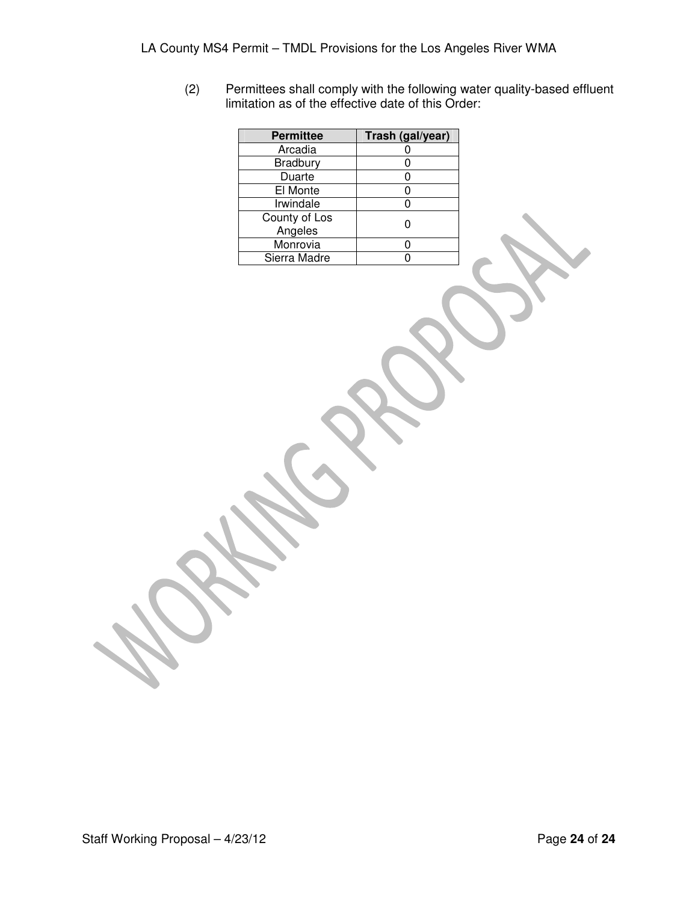(2) Permittees shall comply with the following water quality-based effluent limitation as of the effective date of this Order:

| Permittee | Trash (gal/year) |
|---|---|
| Arcadia | 0 |
| Bradbury | 0 |
| Duarte | 0 |
| El Monte | 0 |
| Irwindale | 0 |
| County of Los Angeles | 0 |
| Monrovia | 0 |
| Sierra Madre | 0 |